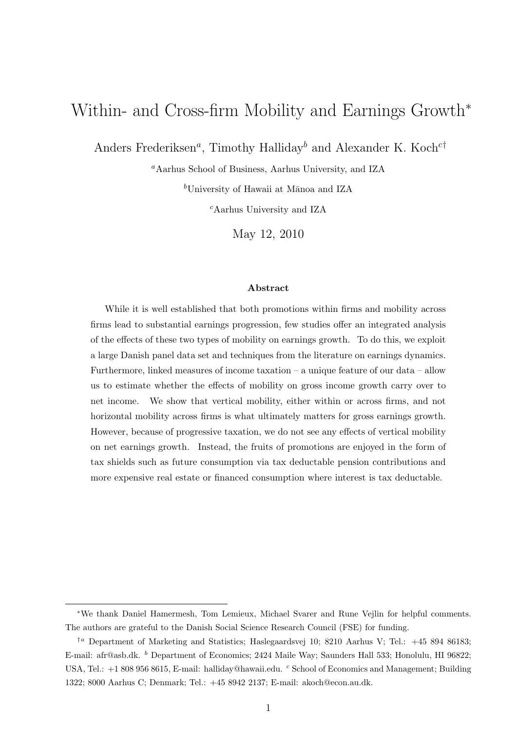# Within- and Cross-firm Mobility and Earnings Growth[*]

Anders Frederiksen[a], Timothy Halliday[b] and Alexander K. Koch[c†]

[a]Aarhus School of Business, Aarhus University, and IZA

[b]University of Hawaii at Mānoa and IZA

[c]Aarhus University and IZA

May 12, 2010

### Abstract

While it is well established that both promotions within firms and mobility across firms lead to substantial earnings progression, few studies offer an integrated analysis of the effects of these two types of mobility on earnings growth. To do this, we exploit a large Danish panel data set and techniques from the literature on earnings dynamics. Furthermore, linked measures of income taxation – a unique feature of our data – allow us to estimate whether the effects of mobility on gross income growth carry over to net income. We show that vertical mobility, either within or across firms, and not horizontal mobility across firms is what ultimately matters for gross earnings growth. However, because of progressive taxation, we do not see any effects of vertical mobility on net earnings growth. Instead, the fruits of promotions are enjoyed in the form of tax shields such as future consumption via tax deductable pension contributions and more expensive real estate or financed consumption where interest is tax deductable.

---

[*]We thank Daniel Hamermesh, Tom Lemieux, Michael Svarer and Rune Vejlin for helpful comments. The authors are grateful to the Danish Social Science Research Council (FSE) for funding.

[†a] Department of Marketing and Statistics; Haslegaardsvej 10; 8210 Aarhus V; Tel.: +45 894 86183; E-mail: afr@asb.dk. [b] Department of Economics; 2424 Maile Way; Saunders Hall 533; Honolulu, HI 96822; USA, Tel.: +1 808 956 8615, E-mail: halliday@hawaii.edu. [c] School of Economics and Management; Building 1322; 8000 Aarhus C; Denmark; Tel.: +45 8942 2137; E-mail: akoch@econ.au.dk.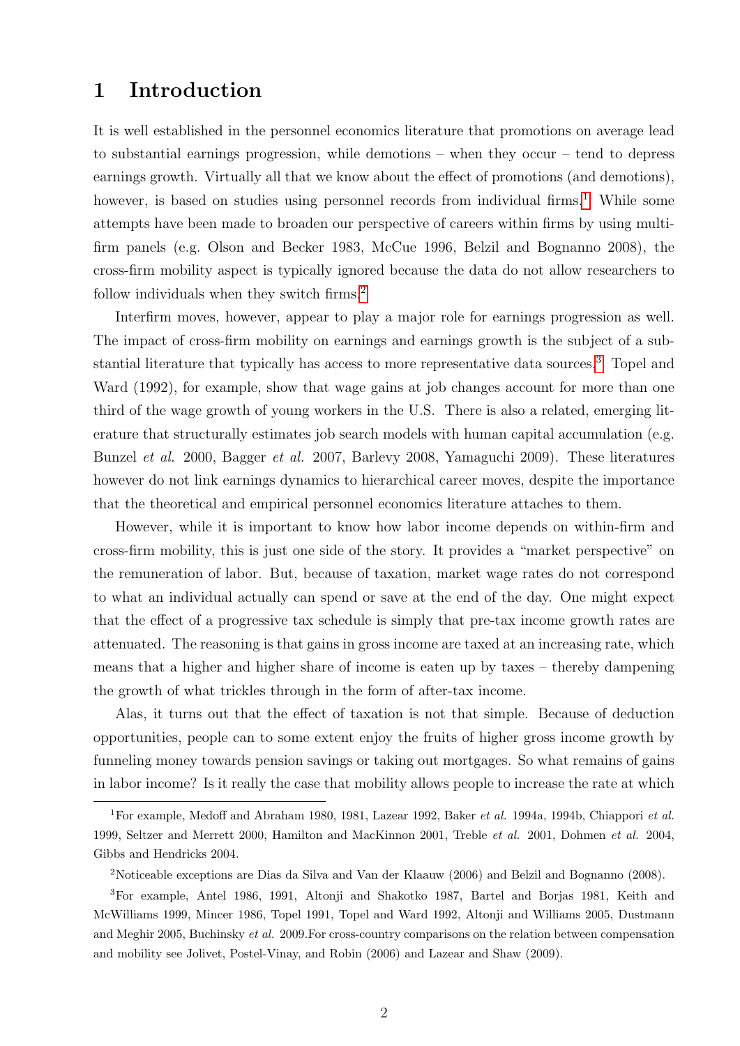# 1 Introduction

It is well established in the personnel economics literature that promotions on average lead to substantial earnings progression, while demotions – when they occur – tend to depress earnings growth. Virtually all that we know about the effect of promotions (and demotions), however, is based on studies using personnel records from individual firms.[1] While some attempts have been made to broaden our perspective of careers within firms by using multi-firm panels (e.g. Olson and Becker 1983, McCue 1996, Belzil and Bognanno 2008), the cross-firm mobility aspect is typically ignored because the data do not allow researchers to follow individuals when they switch firms.[2]

Interfirm moves, however, appear to play a major role for earnings progression as well. The impact of cross-firm mobility on earnings and earnings growth is the subject of a substantial literature that typically has access to more representative data sources.[3] Topel and Ward (1992), for example, show that wage gains at job changes account for more than one third of the wage growth of young workers in the U.S. There is also a related, emerging literature that structurally estimates job search models with human capital accumulation (e.g. Bunzel *et al.* 2000, Bagger *et al.* 2007, Barlevy 2008, Yamaguchi 2009). These literatures however do not link earnings dynamics to hierarchical career moves, despite the importance that the theoretical and empirical personnel economics literature attaches to them.

However, while it is important to know how labor income depends on within-firm and cross-firm mobility, this is just one side of the story. It provides a "market perspective" on the remuneration of labor. But, because of taxation, market wage rates do not correspond to what an individual actually can spend or save at the end of the day. One might expect that the effect of a progressive tax schedule is simply that pre-tax income growth rates are attenuated. The reasoning is that gains in gross income are taxed at an increasing rate, which means that a higher and higher share of income is eaten up by taxes – thereby dampening the growth of what trickles through in the form of after-tax income.

Alas, it turns out that the effect of taxation is not that simple. Because of deduction opportunities, people can to some extent enjoy the fruits of higher gross income growth by funneling money towards pension savings or taking out mortgages. So what remains of gains in labor income? Is it really the case that mobility allows people to increase the rate at which

[1] For example, Medoff and Abraham 1980, 1981, Lazear 1992, Baker *et al.* 1994a, 1994b, Chiappori *et al.* 1999, Seltzer and Merrett 2000, Hamilton and MacKinnon 2001, Treble *et al.* 2001, Dohmen *et al.* 2004, Gibbs and Hendricks 2004.

[2] Noticeable exceptions are Dias da Silva and Van der Klaauw (2006) and Belzil and Bognanno (2008).

[3] For example, Antel 1986, 1991, Altonji and Shakotko 1987, Bartel and Borjas 1981, Keith and McWilliams 1999, Mincer 1986, Topel 1991, Topel and Ward 1992, Altonji and Williams 2005, Dustmann and Meghir 2005, Buchinsky *et al.* 2009.For cross-country comparisons on the relation between compensation and mobility see Jolivet, Postel-Vinay, and Robin (2006) and Lazear and Shaw (2009).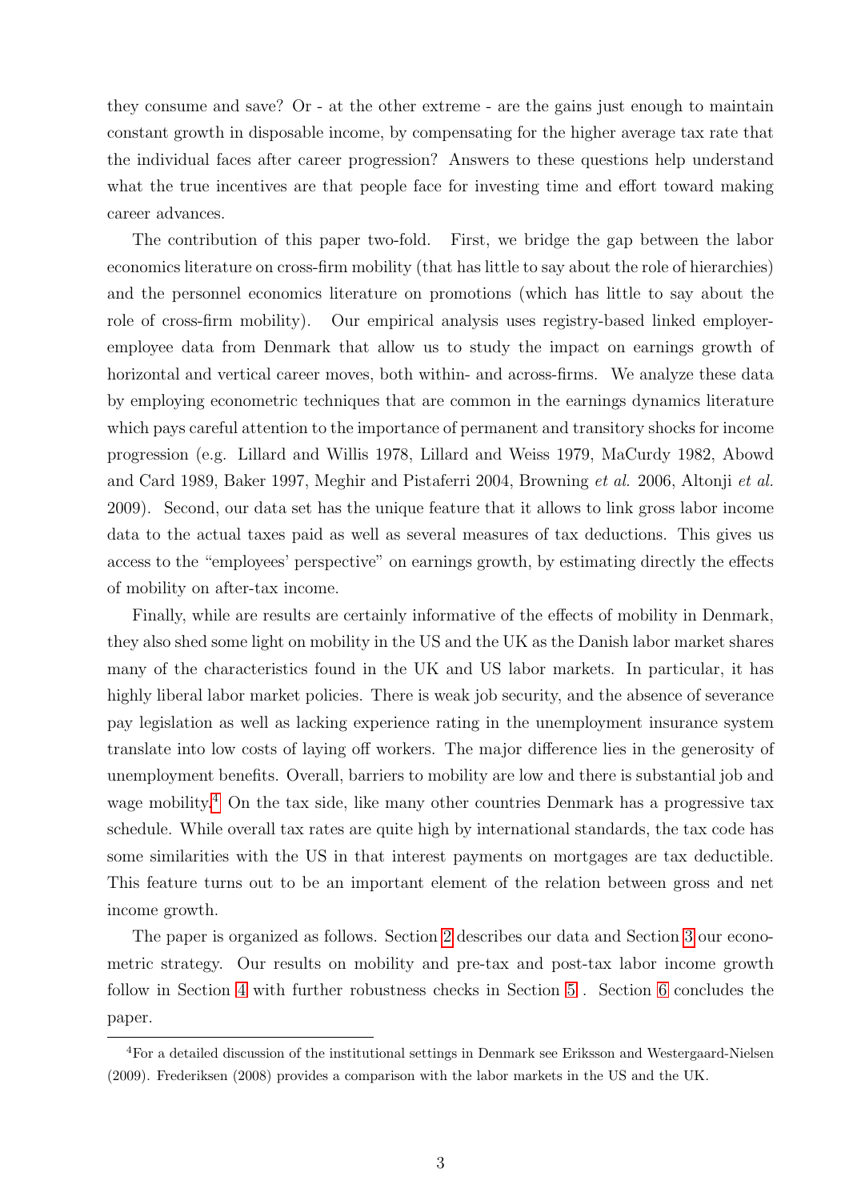they consume and save? Or - at the other extreme - are the gains just enough to maintain constant growth in disposable income, by compensating for the higher average tax rate that the individual faces after career progression? Answers to these questions help understand what the true incentives are that people face for investing time and effort toward making career advances.

The contribution of this paper two-fold. First, we bridge the gap between the labor economics literature on cross-firm mobility (that has little to say about the role of hierarchies) and the personnel economics literature on promotions (which has little to say about the role of cross-firm mobility). Our empirical analysis uses registry-based linked employer-employee data from Denmark that allow us to study the impact on earnings growth of horizontal and vertical career moves, both within- and across-firms. We analyze these data by employing econometric techniques that are common in the earnings dynamics literature which pays careful attention to the importance of permanent and transitory shocks for income progression (e.g. Lillard and Willis 1978, Lillard and Weiss 1979, MaCurdy 1982, Abowd and Card 1989, Baker 1997, Meghir and Pistaferri 2004, Browning *et al.* 2006, Altonji *et al.* 2009). Second, our data set has the unique feature that it allows to link gross labor income data to the actual taxes paid as well as several measures of tax deductions. This gives us access to the "employees' perspective" on earnings growth, by estimating directly the effects of mobility on after-tax income.

Finally, while are results are certainly informative of the effects of mobility in Denmark, they also shed some light on mobility in the US and the UK as the Danish labor market shares many of the characteristics found in the UK and US labor markets. In particular, it has highly liberal labor market policies. There is weak job security, and the absence of severance pay legislation as well as lacking experience rating in the unemployment insurance system translate into low costs of laying off workers. The major difference lies in the generosity of unemployment benefits. Overall, barriers to mobility are low and there is substantial job and wage mobility.[4] On the tax side, like many other countries Denmark has a progressive tax schedule. While overall tax rates are quite high by international standards, the tax code has some similarities with the US in that interest payments on mortgages are tax deductible. This feature turns out to be an important element of the relation between gross and net income growth.

The paper is organized as follows. Section 2 describes our data and Section 3 our econometric strategy. Our results on mobility and pre-tax and post-tax labor income growth follow in Section 4 with further robustness checks in Section 5 . Section 6 concludes the paper.

[4]For a detailed discussion of the institutional settings in Denmark see Eriksson and Westergaard-Nielsen (2009). Frederiksen (2008) provides a comparison with the labor markets in the US and the UK.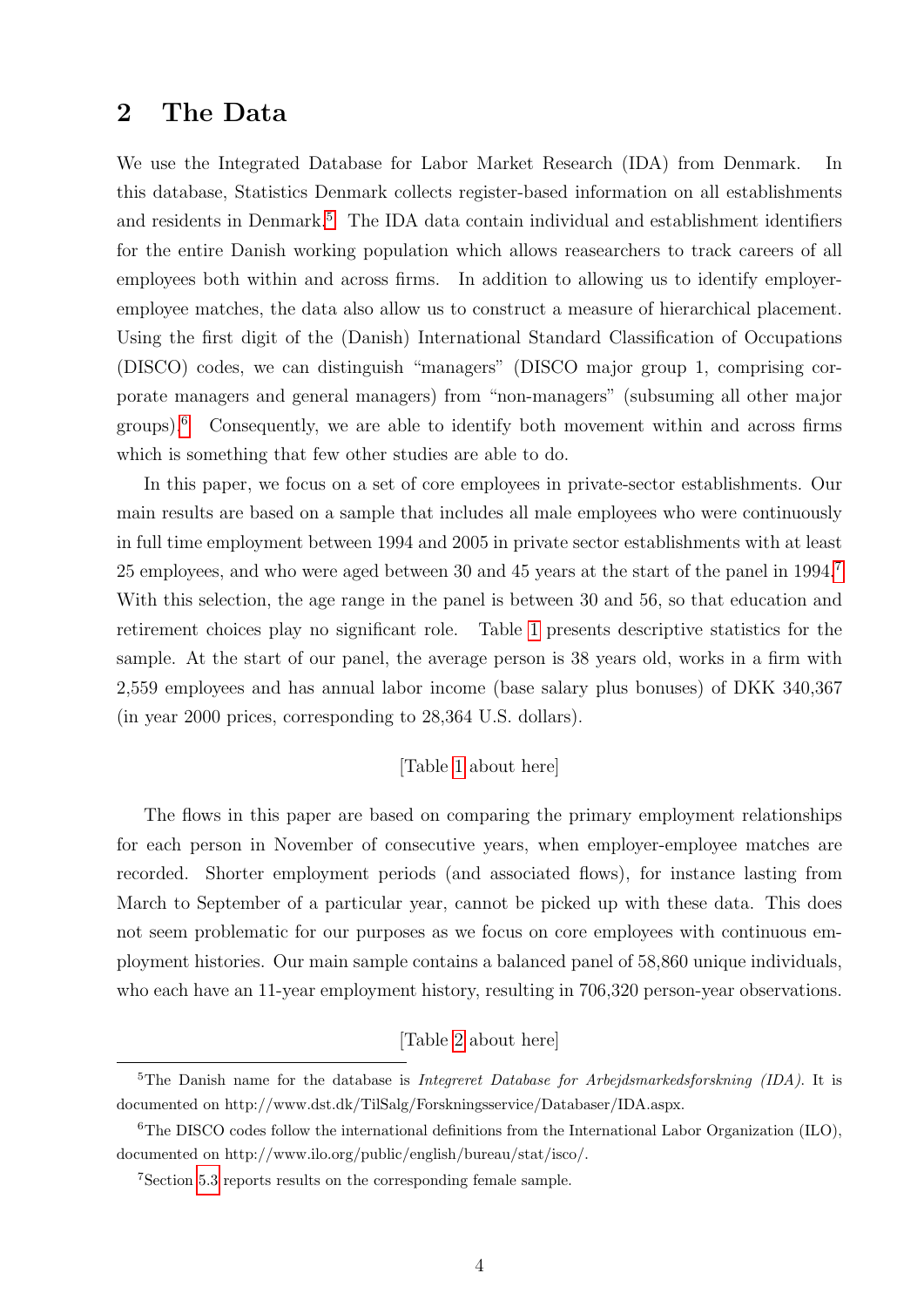## 2 The Data

We use the Integrated Database for Labor Market Research (IDA) from Denmark. In this database, Statistics Denmark collects register-based information on all establishments and residents in Denmark.[5] The IDA data contain individual and establishment identifiers for the entire Danish working population which allows reasearchers to track careers of all employees both within and across firms. In addition to allowing us to identify employer-employee matches, the data also allow us to construct a measure of hierarchical placement. Using the first digit of the (Danish) International Standard Classification of Occupations (DISCO) codes, we can distinguish "managers" (DISCO major group 1, comprising corporate managers and general managers) from "non-managers" (subsuming all other major groups).[6] Consequently, we are able to identify both movement within and across firms which is something that few other studies are able to do.

In this paper, we focus on a set of core employees in private-sector establishments. Our main results are based on a sample that includes all male employees who were continuously in full time employment between 1994 and 2005 in private sector establishments with at least 25 employees, and who were aged between 30 and 45 years at the start of the panel in 1994.[7] With this selection, the age range in the panel is between 30 and 56, so that education and retirement choices play no significant role. Table 1 presents descriptive statistics for the sample. At the start of our panel, the average person is 38 years old, works in a firm with 2,559 employees and has annual labor income (base salary plus bonuses) of DKK 340,367 (in year 2000 prices, corresponding to 28,364 U.S. dollars).

[Table 1 about here]

The flows in this paper are based on comparing the primary employment relationships for each person in November of consecutive years, when employer-employee matches are recorded. Shorter employment periods (and associated flows), for instance lasting from March to September of a particular year, cannot be picked up with these data. This does not seem problematic for our purposes as we focus on core employees with continuous employment histories. Our main sample contains a balanced panel of 58,860 unique individuals, who each have an 11-year employment history, resulting in 706,320 person-year observations.

[Table 2 about here]

[5] The Danish name for the database is *Integreret Database for Arbejdsmarkedsforskning (IDA)*. It is documented on http://www.dst.dk/TilSalg/Forskningsservice/Databaser/IDA.aspx.

[6] The DISCO codes follow the international definitions from the International Labor Organization (ILO), documented on http://www.ilo.org/public/english/bureau/stat/isco/.

[7] Section 5.3 reports results on the corresponding female sample.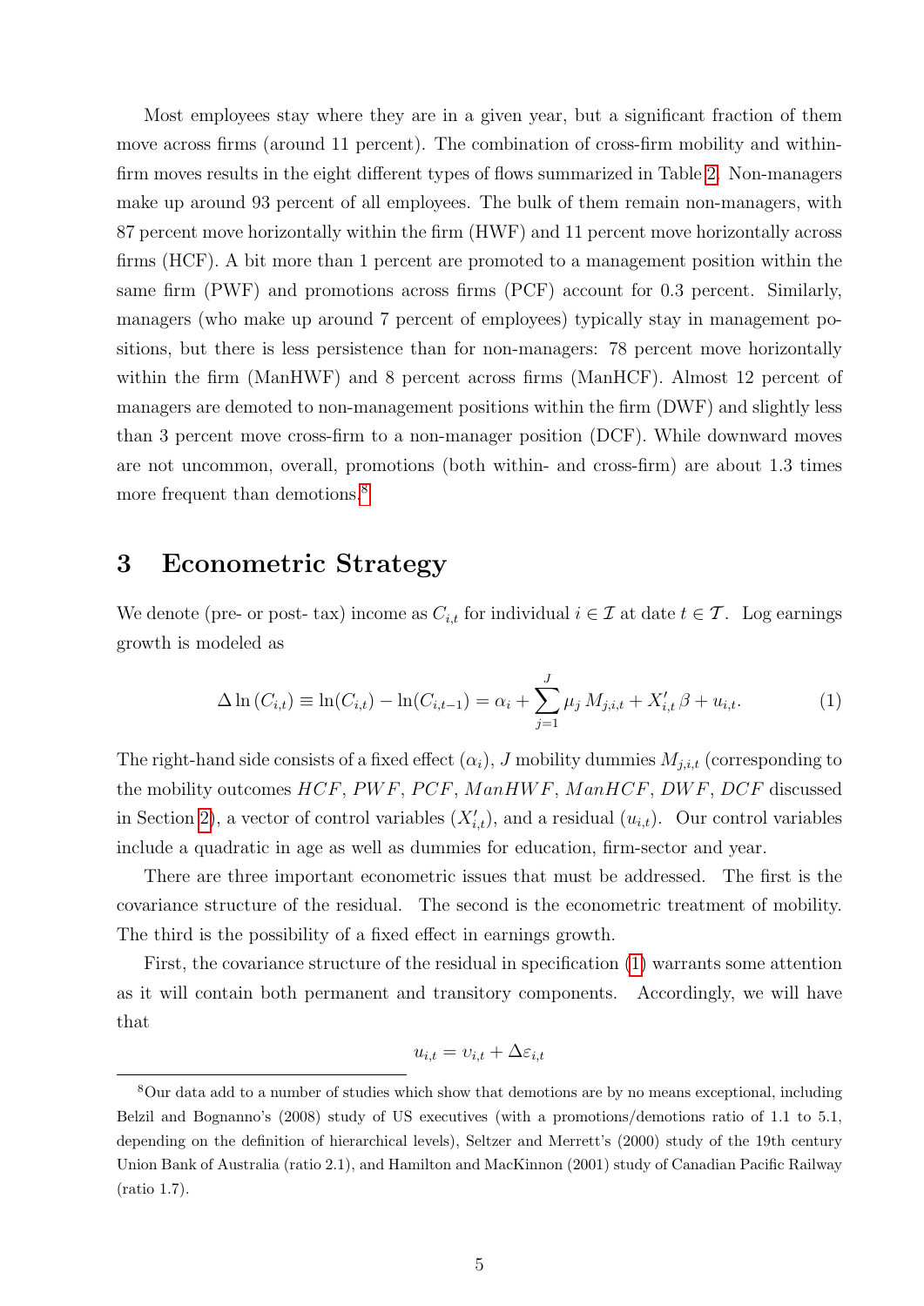Most employees stay where they are in a given year, but a significant fraction of them move across firms (around 11 percent). The combination of cross-firm mobility and within-firm moves results in the eight different types of flows summarized in Table 2. Non-managers make up around 93 percent of all employees. The bulk of them remain non-managers, with 87 percent move horizontally within the firm (HWF) and 11 percent move horizontally across firms (HCF). A bit more than 1 percent are promoted to a management position within the same firm (PWF) and promotions across firms (PCF) account for 0.3 percent. Similarly, managers (who make up around 7 percent of employees) typically stay in management positions, but there is less persistence than for non-managers: 78 percent move horizontally within the firm (ManHWF) and 8 percent across firms (ManHCF). Almost 12 percent of managers are demoted to non-management positions within the firm (DWF) and slightly less than 3 percent move cross-firm to a non-manager position (DCF). While downward moves are not uncommon, overall, promotions (both within- and cross-firm) are about 1.3 times more frequent than demotions.[8]

# 3 Econometric Strategy

We denote (pre- or post- tax) income as $C_{i,t}$ for individual $i \in \mathcal{I}$ at date $t \in \mathcal{T}$. Log earnings growth is modeled as

$$\Delta \ln (C_{i,t}) \equiv \ln(C_{i,t}) - \ln(C_{i,t-1}) = \alpha_i + \sum_{j=1}^{J} \mu_j \, M_{j,i,t} + X_{i,t}' \, \beta + u_{i,t}. \tag{1}$$

The right-hand side consists of a fixed effect ($\alpha_i$), $J$ mobility dummies $M_{j,i,t}$ (corresponding to the mobility outcomes $HCF$, $PWF$, $PCF$, $ManHWF$, $ManHCF$, $DWF$, $DCF$ discussed in Section 2), a vector of control variables ($X_{i,t}'$), and a residual ($u_{i,t}$). Our control variables include a quadratic in age as well as dummies for education, firm-sector and year.

There are three important econometric issues that must be addressed. The first is the covariance structure of the residual. The second is the econometric treatment of mobility. The third is the possibility of a fixed effect in earnings growth.

First, the covariance structure of the residual in specification (1) warrants some attention as it will contain both permanent and transitory components. Accordingly, we will have that

$$u_{i,t} = \upsilon_{i,t} + \Delta\varepsilon_{i,t}$$

[8] Our data add to a number of studies which show that demotions are by no means exceptional, including Belzil and Bognanno's (2008) study of US executives (with a promotions/demotions ratio of 1.1 to 5.1, depending on the definition of hierarchical levels), Seltzer and Merrett's (2000) study of the 19th century Union Bank of Australia (ratio 2.1), and Hamilton and MacKinnon (2001) study of Canadian Pacific Railway (ratio 1.7).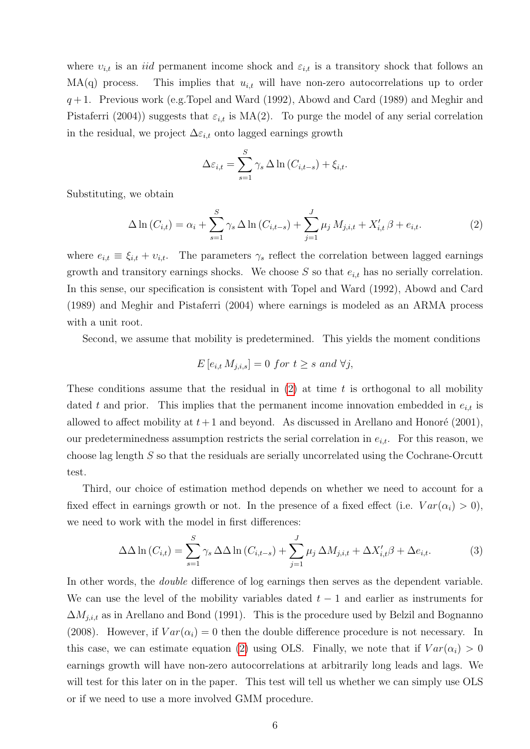where $\upsilon_{i,t}$ is an *iid* permanent income shock and $\varepsilon_{i,t}$ is a transitory shock that follows an MA(q) process. This implies that $u_{i,t}$ will have non-zero autocorrelations up to order $q+1$. Previous work (e.g.Topel and Ward (1992), Abowd and Card (1989) and Meghir and Pistaferri (2004)) suggests that $\varepsilon_{i,t}$ is MA(2). To purge the model of any serial correlation in the residual, we project $\Delta\varepsilon_{i,t}$ onto lagged earnings growth

$$\Delta\varepsilon_{i,t} = \sum_{s=1}^{S} \gamma_s \, \Delta \ln \left( C_{i,t-s} \right) + \xi_{i,t}.$$

Substituting, we obtain

$$\Delta \ln \left( C_{i,t} \right) = \alpha_i + \sum_{s=1}^{S} \gamma_s \, \Delta \ln \left( C_{i,t-s} \right) + \sum_{j=1}^{J} \mu_j \, M_{j,i,t} + X_{i,t}^{\prime} \beta + e_{i,t}. \tag{2}$$

where $e_{i,t} \equiv \xi_{i,t} + \upsilon_{i,t}$. The parameters $\gamma_s$ reflect the correlation between lagged earnings growth and transitory earnings shocks. We choose $S$ so that $e_{i,t}$ has no serially correlation. In this sense, our specification is consistent with Topel and Ward (1992), Abowd and Card (1989) and Meghir and Pistaferri (2004) where earnings is modeled as an ARMA process with a unit root.

Second, we assume that mobility is predetermined. This yields the moment conditions

$$E \left[ e_{i,t} \, M_{j,i,s} \right] = 0 \; for \; t \geq s \; and \; \forall j,$$

These conditions assume that the residual in (2) at time $t$ is orthogonal to all mobility dated $t$ and prior. This implies that the permanent income innovation embedded in $e_{i,t}$ is allowed to affect mobility at $t+1$ and beyond. As discussed in Arellano and Honoré (2001), our predeterminedness assumption restricts the serial correlation in $e_{i,t}$. For this reason, we choose lag length $S$ so that the residuals are serially uncorrelated using the Cochrane-Orcutt test.

Third, our choice of estimation method depends on whether we need to account for a fixed effect in earnings growth or not. In the presence of a fixed effect (i.e. $Var(\alpha_i) > 0$), we need to work with the model in first differences:

$$\Delta\Delta \ln \left( C_{i,t} \right) = \sum_{s=1}^{S} \gamma_s \, \Delta\Delta \ln \left( C_{i,t-s} \right) + \sum_{j=1}^{J} \mu_j \, \Delta M_{j,i,t} + \Delta X_{i,t}^{\prime} \beta + \Delta e_{i,t}. \tag{3}$$

In other words, the *double* difference of log earnings then serves as the dependent variable. We can use the level of the mobility variables dated $t-1$ and earlier as instruments for $\Delta M_{j,i,t}$ as in Arellano and Bond (1991). This is the procedure used by Belzil and Bognanno (2008). However, if $Var(\alpha_i) = 0$ then the double difference procedure is not necessary. In this case, we can estimate equation (2) using OLS. Finally, we note that if $Var(\alpha_i) > 0$ earnings growth will have non-zero autocorrelations at arbitrarily long leads and lags. We will test for this later on in the paper. This test will tell us whether we can simply use OLS or if we need to use a more involved GMM procedure.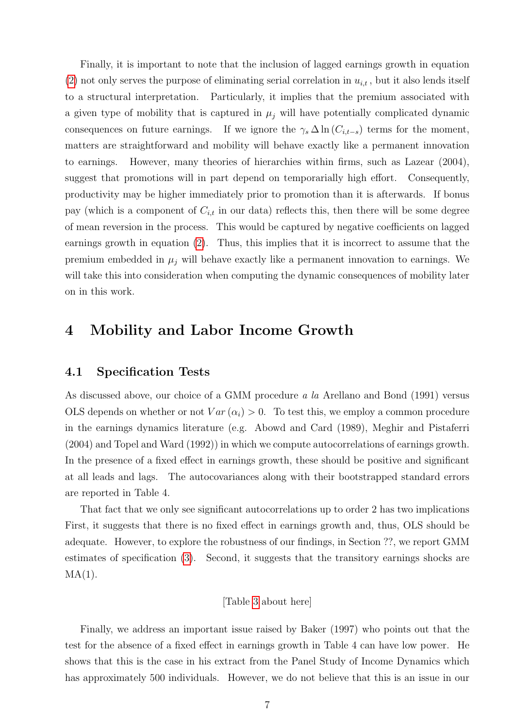Finally, it is important to note that the inclusion of lagged earnings growth in equation (2) not only serves the purpose of eliminating serial correlation in $u_{i,t}$, but it also lends itself to a structural interpretation. Particularly, it implies that the premium associated with a given type of mobility that is captured in $\mu_j$ will have potentially complicated dynamic consequences on future earnings. If we ignore the $\gamma_s \Delta \ln(C_{i,t-s})$ terms for the moment, matters are straightforward and mobility will behave exactly like a permanent innovation to earnings. However, many theories of hierarchies within firms, such as Lazear (2004), suggest that promotions will in part depend on temporarially high effort. Consequently, productivity may be higher immediately prior to promotion than it is afterwards. If bonus pay (which is a component of $C_{i,t}$ in our data) reflects this, then there will be some degree of mean reversion in the process. This would be captured by negative coefficients on lagged earnings growth in equation (2). Thus, this implies that it is incorrect to assume that the premium embedded in $\mu_j$ will behave exactly like a permanent innovation to earnings. We will take this into consideration when computing the dynamic consequences of mobility later on in this work.

# 4 Mobility and Labor Income Growth

## 4.1 Specification Tests

As discussed above, our choice of a GMM procedure *a la* Arellano and Bond (1991) versus OLS depends on whether or not $Var(\alpha_i) > 0$. To test this, we employ a common procedure in the earnings dynamics literature (e.g. Abowd and Card (1989), Meghir and Pistaferri (2004) and Topel and Ward (1992)) in which we compute autocorrelations of earnings growth. In the presence of a fixed effect in earnings growth, these should be positive and significant at all leads and lags. The autocovariances along with their bootstrapped standard errors are reported in Table 4.

That fact that we only see significant autocorrelations up to order 2 has two implications First, it suggests that there is no fixed effect in earnings growth and, thus, OLS should be adequate. However, to explore the robustness of our findings, in Section ??, we report GMM estimates of specification (3). Second, it suggests that the transitory earnings shocks are MA(1).

[Table 3 about here]

Finally, we address an important issue raised by Baker (1997) who points out that the test for the absence of a fixed effect in earnings growth in Table 4 can have low power. He shows that this is the case in his extract from the Panel Study of Income Dynamics which has approximately 500 individuals. However, we do not believe that this is an issue in our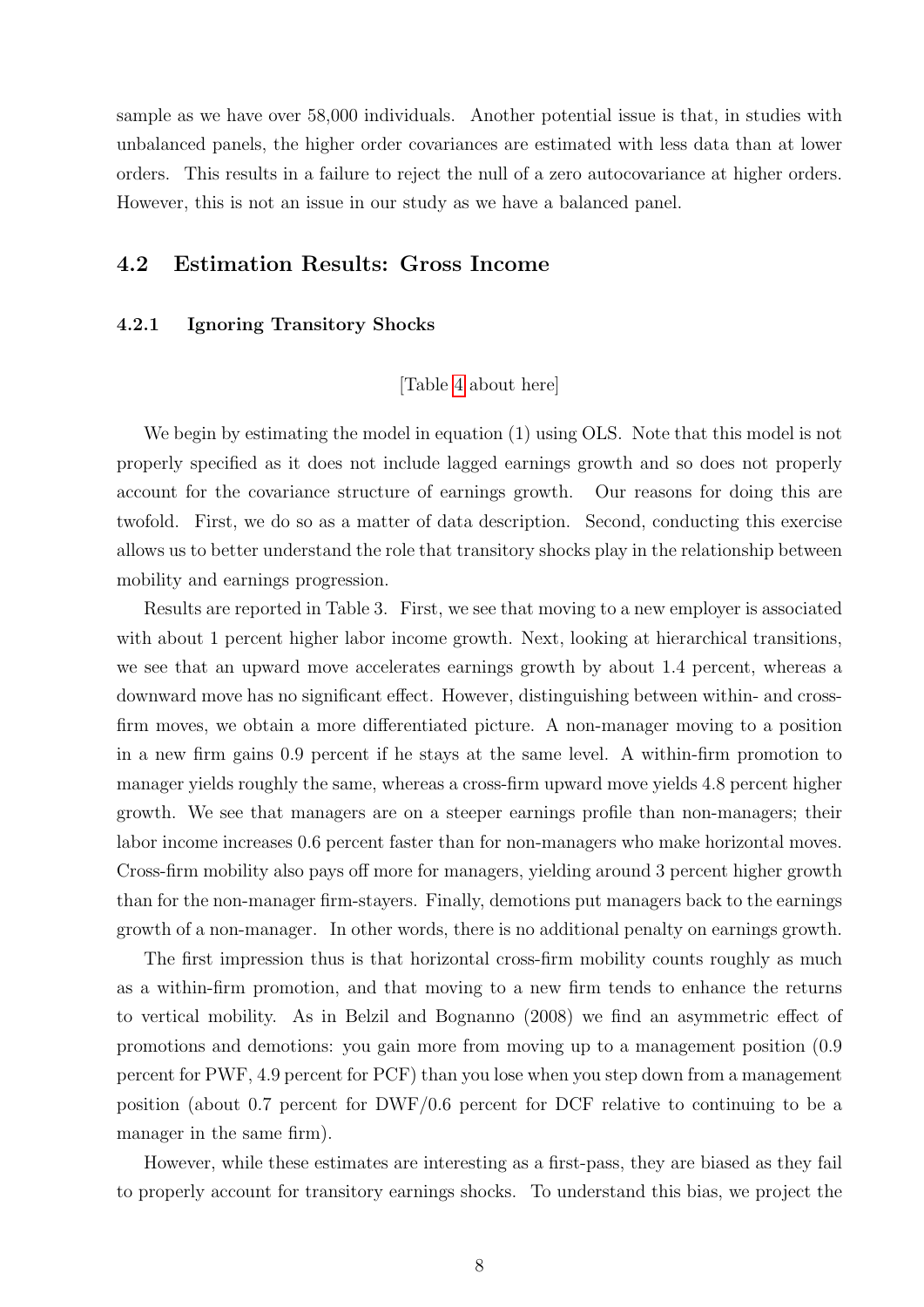sample as we have over 58,000 individuals. Another potential issue is that, in studies with unbalanced panels, the higher order covariances are estimated with less data than at lower orders. This results in a failure to reject the null of a zero autocovariance at higher orders. However, this is not an issue in our study as we have a balanced panel.

## 4.2 Estimation Results: Gross Income

### 4.2.1 Ignoring Transitory Shocks

[Table 4 about here]

We begin by estimating the model in equation (1) using OLS. Note that this model is not properly specified as it does not include lagged earnings growth and so does not properly account for the covariance structure of earnings growth. Our reasons for doing this are twofold. First, we do so as a matter of data description. Second, conducting this exercise allows us to better understand the role that transitory shocks play in the relationship between mobility and earnings progression.

Results are reported in Table 3. First, we see that moving to a new employer is associated with about 1 percent higher labor income growth. Next, looking at hierarchical transitions, we see that an upward move accelerates earnings growth by about 1.4 percent, whereas a downward move has no significant effect. However, distinguishing between within- and cross-firm moves, we obtain a more differentiated picture. A non-manager moving to a position in a new firm gains 0.9 percent if he stays at the same level. A within-firm promotion to manager yields roughly the same, whereas a cross-firm upward move yields 4.8 percent higher growth. We see that managers are on a steeper earnings profile than non-managers; their labor income increases 0.6 percent faster than for non-managers who make horizontal moves. Cross-firm mobility also pays off more for managers, yielding around 3 percent higher growth than for the non-manager firm-stayers. Finally, demotions put managers back to the earnings growth of a non-manager. In other words, there is no additional penalty on earnings growth.

The first impression thus is that horizontal cross-firm mobility counts roughly as much as a within-firm promotion, and that moving to a new firm tends to enhance the returns to vertical mobility. As in Belzil and Bognanno (2008) we find an asymmetric effect of promotions and demotions: you gain more from moving up to a management position (0.9 percent for PWF, 4.9 percent for PCF) than you lose when you step down from a management position (about 0.7 percent for DWF/0.6 percent for DCF relative to continuing to be a manager in the same firm).

However, while these estimates are interesting as a first-pass, they are biased as they fail to properly account for transitory earnings shocks. To understand this bias, we project the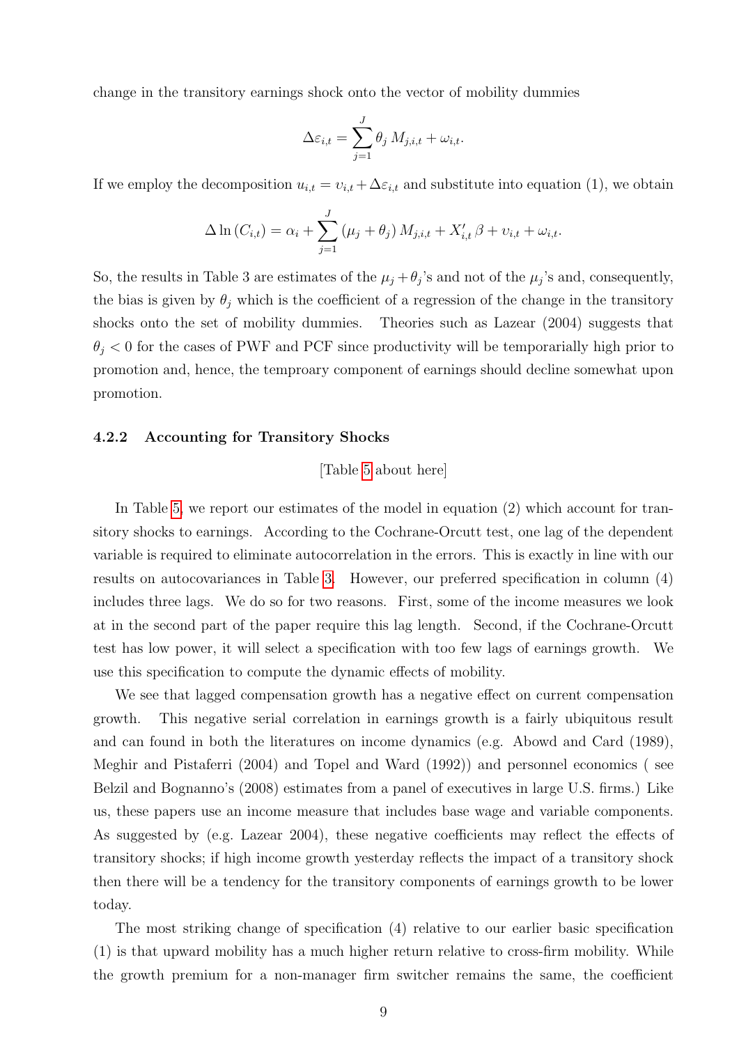change in the transitory earnings shock onto the vector of mobility dummies

$$\Delta\varepsilon_{i,t} = \sum_{j=1}^{J} \theta_j \, M_{j,i,t} + \omega_{i,t}.$$

If we employ the decomposition $u_{i,t} = \upsilon_{i,t} + \Delta\varepsilon_{i,t}$ and substitute into equation (1), we obtain

$$\Delta \ln (C_{i,t}) = \alpha_i + \sum_{j=1}^{J} (\mu_j + \theta_j) \, M_{j,i,t} + X_{i,t}' \, \beta + \upsilon_{i,t} + \omega_{i,t}.$$

So, the results in Table 3 are estimates of the $\mu_j + \theta_j$'s and not of the $\mu_j$'s and, consequently, the bias is given by $\theta_j$ which is the coefficient of a regression of the change in the transitory shocks onto the set of mobility dummies. Theories such as Lazear (2004) suggests that $\theta_j < 0$ for the cases of PWF and PCF since productivity will be temporarially high prior to promotion and, hence, the temproary component of earnings should decline somewhat upon promotion.

### 4.2.2 Accounting for Transitory Shocks

[Table 5 about here]

In Table 5, we report our estimates of the model in equation (2) which account for transitory shocks to earnings. According to the Cochrane-Orcutt test, one lag of the dependent variable is required to eliminate autocorrelation in the errors. This is exactly in line with our results on autocovariances in Table 3. However, our preferred specification in column (4) includes three lags. We do so for two reasons. First, some of the income measures we look at in the second part of the paper require this lag length. Second, if the Cochrane-Orcutt test has low power, it will select a specification with too few lags of earnings growth. We use this specification to compute the dynamic effects of mobility.

We see that lagged compensation growth has a negative effect on current compensation growth. This negative serial correlation in earnings growth is a fairly ubiquitous result and can found in both the literatures on income dynamics (e.g. Abowd and Card (1989), Meghir and Pistaferri (2004) and Topel and Ward (1992)) and personnel economics ( see Belzil and Bognanno's (2008) estimates from a panel of executives in large U.S. firms.) Like us, these papers use an income measure that includes base wage and variable components. As suggested by (e.g. Lazear 2004), these negative coefficients may reflect the effects of transitory shocks; if high income growth yesterday reflects the impact of a transitory shock then there will be a tendency for the transitory components of earnings growth to be lower today.

The most striking change of specification (4) relative to our earlier basic specification (1) is that upward mobility has a much higher return relative to cross-firm mobility. While the growth premium for a non-manager firm switcher remains the same, the coefficient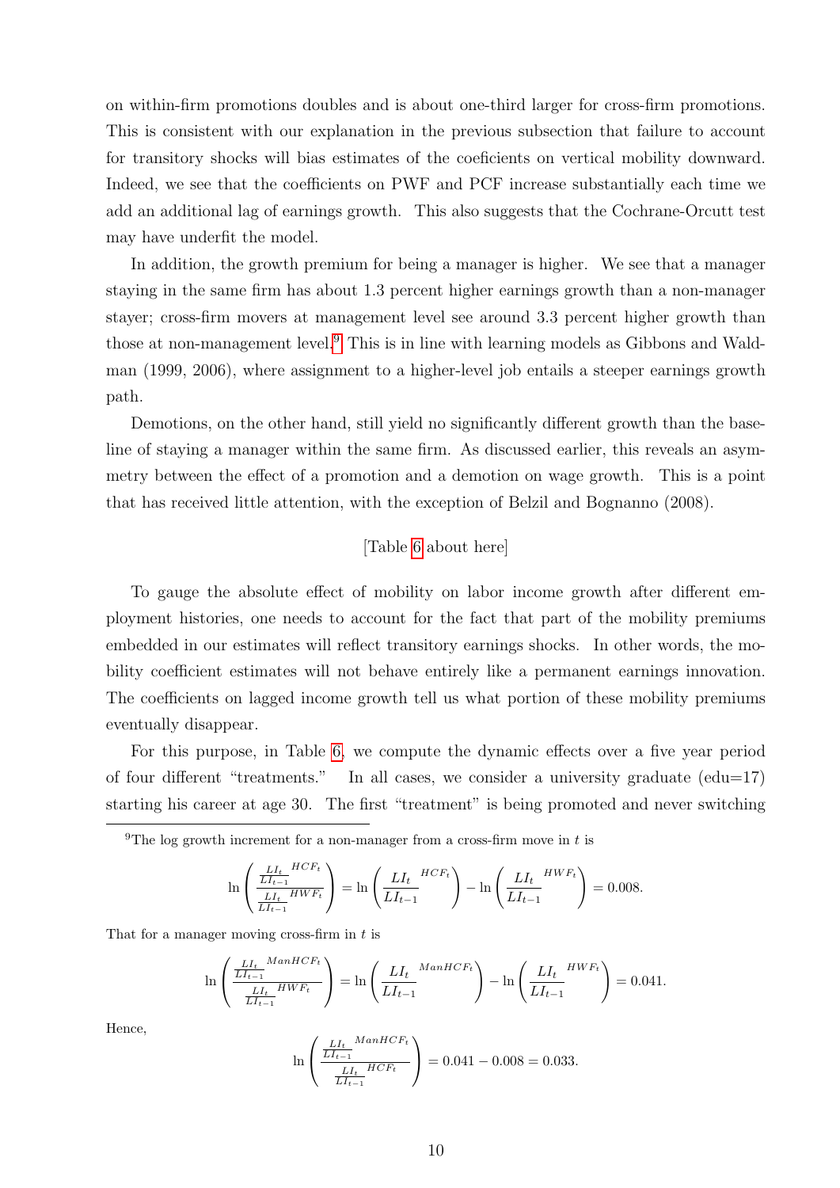on within-firm promotions doubles and is about one-third larger for cross-firm promotions. This is consistent with our explanation in the previous subsection that failure to account for transitory shocks will bias estimates of the coeficients on vertical mobility downward. Indeed, we see that the coefficients on PWF and PCF increase substantially each time we add an additional lag of earnings growth. This also suggests that the Cochrane-Orcutt test may have underfit the model.

In addition, the growth premium for being a manager is higher. We see that a manager staying in the same firm has about 1.3 percent higher earnings growth than a non-manager stayer; cross-firm movers at management level see around 3.3 percent higher growth than those at non-management level.[9] This is in line with learning models as Gibbons and Waldman (1999, 2006), where assignment to a higher-level job entails a steeper earnings growth path.

Demotions, on the other hand, still yield no significantly different growth than the baseline of staying a manager within the same firm. As discussed earlier, this reveals an asymmetry between the effect of a promotion and a demotion on wage growth. This is a point that has received little attention, with the exception of Belzil and Bognanno (2008).

[Table 6 about here]

To gauge the absolute effect of mobility on labor income growth after different employment histories, one needs to account for the fact that part of the mobility premiums embedded in our estimates will reflect transitory earnings shocks. In other words, the mobility coefficient estimates will not behave entirely like a permanent earnings innovation. The coefficients on lagged income growth tell us what portion of these mobility premiums eventually disappear.

For this purpose, in Table 6, we compute the dynamic effects over a five year period of four different "treatments." In all cases, we consider a university graduate (edu=17) starting his career at age 30. The first "treatment" is being promoted and never switching

---

[9] The log growth increment for a non-manager from a cross-firm move in $t$ is

$$\ln\left(\frac{\frac{LI_t}{LI_{t-1}}^{HCF_t}}{\frac{LI_t}{LI_{t-1}}^{HWF_t}}\right) = \ln\left(\frac{LI_t}{LI_{t-1}}^{HCF_t}\right) - \ln\left(\frac{LI_t}{LI_{t-1}}^{HWF_t}\right) = 0.008.$$

That for a manager moving cross-firm in $t$ is

$$\ln\left(\frac{\frac{LI_t}{LI_{t-1}}^{ManHCF_t}}{\frac{LI_t}{LI_{t-1}}^{HWF_t}}\right) = \ln\left(\frac{LI_t}{LI_{t-1}}^{ManHCF_t}\right) - \ln\left(\frac{LI_t}{LI_{t-1}}^{HWF_t}\right) = 0.041.$$

Hence,

$$\ln\left(\frac{\frac{LI_t}{LI_{t-1}}^{ManHCF_t}}{\frac{LI_t}{LI_{t-1}}^{HCF_t}}\right) = 0.041 - 0.008 = 0.033.$$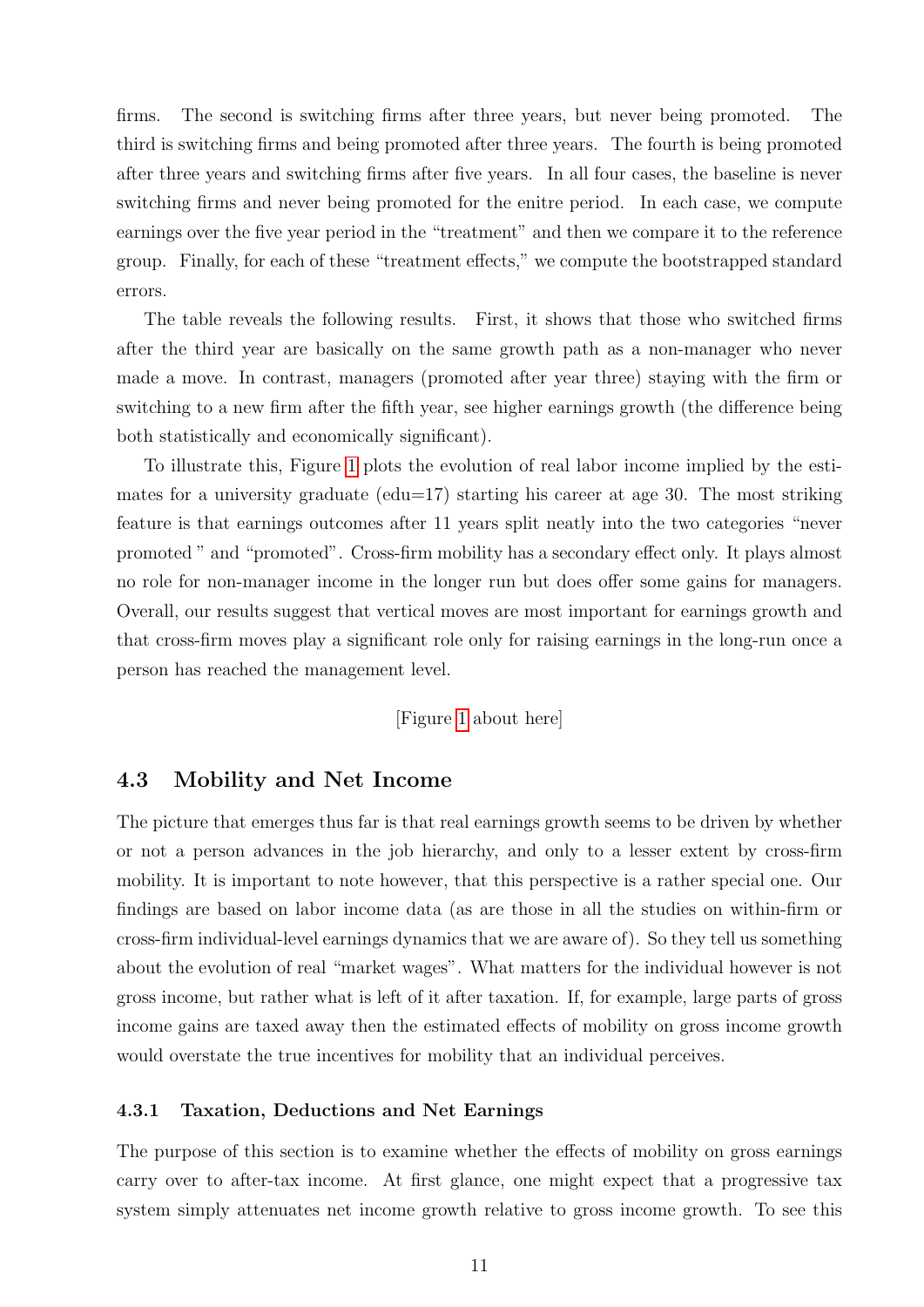firms. The second is switching firms after three years, but never being promoted. The third is switching firms and being promoted after three years. The fourth is being promoted after three years and switching firms after five years. In all four cases, the baseline is never switching firms and never being promoted for the enitre period. In each case, we compute earnings over the five year period in the "treatment" and then we compare it to the reference group. Finally, for each of these "treatment effects," we compute the bootstrapped standard errors.

The table reveals the following results. First, it shows that those who switched firms after the third year are basically on the same growth path as a non-manager who never made a move. In contrast, managers (promoted after year three) staying with the firm or switching to a new firm after the fifth year, see higher earnings growth (the difference being both statistically and economically significant).

To illustrate this, Figure 1 plots the evolution of real labor income implied by the estimates for a university graduate (edu=17) starting his career at age 30. The most striking feature is that earnings outcomes after 11 years split neatly into the two categories "never promoted " and "promoted". Cross-firm mobility has a secondary effect only. It plays almost no role for non-manager income in the longer run but does offer some gains for managers. Overall, our results suggest that vertical moves are most important for earnings growth and that cross-firm moves play a significant role only for raising earnings in the long-run once a person has reached the management level.

[Figure 1 about here]

## 4.3 Mobility and Net Income

The picture that emerges thus far is that real earnings growth seems to be driven by whether or not a person advances in the job hierarchy, and only to a lesser extent by cross-firm mobility. It is important to note however, that this perspective is a rather special one. Our findings are based on labor income data (as are those in all the studies on within-firm or cross-firm individual-level earnings dynamics that we are aware of). So they tell us something about the evolution of real "market wages". What matters for the individual however is not gross income, but rather what is left of it after taxation. If, for example, large parts of gross income gains are taxed away then the estimated effects of mobility on gross income growth would overstate the true incentives for mobility that an individual perceives.

### 4.3.1 Taxation, Deductions and Net Earnings

The purpose of this section is to examine whether the effects of mobility on gross earnings carry over to after-tax income. At first glance, one might expect that a progressive tax system simply attenuates net income growth relative to gross income growth. To see this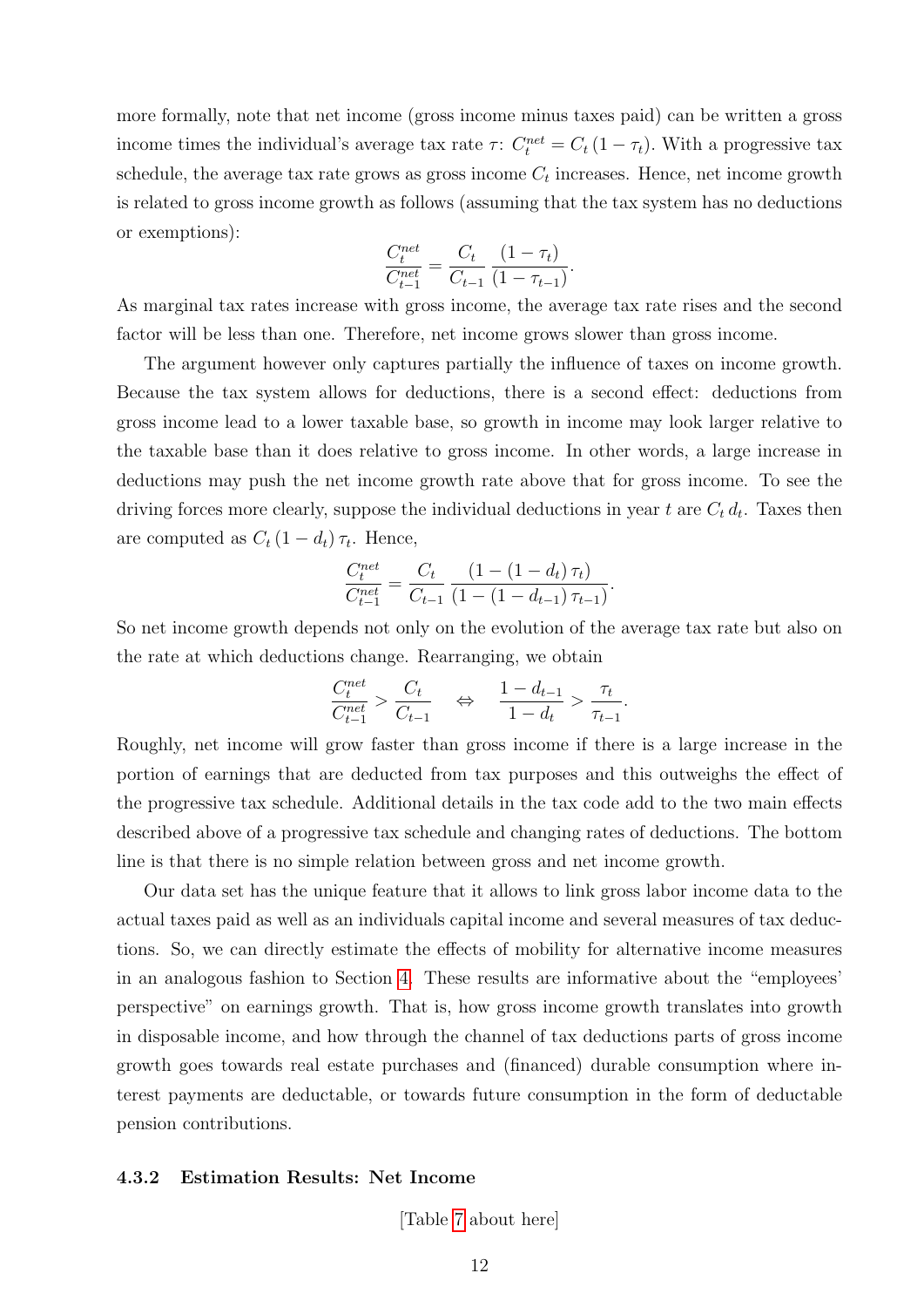more formally, note that net income (gross income minus taxes paid) can be written a gross income times the individual's average tax rate $\tau$: $C_t^{net} = C_t\,(1-\tau_t)$. With a progressive tax schedule, the average tax rate grows as gross income $C_t$ increases. Hence, net income growth is related to gross income growth as follows (assuming that the tax system has no deductions or exemptions):

$$\frac{C_t^{net}}{C_{t-1}^{net}} = \frac{C_t}{C_{t-1}}\,\frac{(1-\tau_t)}{(1-\tau_{t-1})}.$$

As marginal tax rates increase with gross income, the average tax rate rises and the second factor will be less than one. Therefore, net income grows slower than gross income.

The argument however only captures partially the influence of taxes on income growth. Because the tax system allows for deductions, there is a second effect: deductions from gross income lead to a lower taxable base, so growth in income may look larger relative to the taxable base than it does relative to gross income. In other words, a large increase in deductions may push the net income growth rate above that for gross income. To see the driving forces more clearly, suppose the individual deductions in year $t$ are $C_t\,d_t$. Taxes then are computed as $C_t\,(1-d_t)\,\tau_t$. Hence,

$$\frac{C_t^{net}}{C_{t-1}^{net}} = \frac{C_t}{C_{t-1}}\,\frac{(1-(1-d_t)\,\tau_t)}{(1-(1-d_{t-1})\,\tau_{t-1})}.$$

So net income growth depends not only on the evolution of the average tax rate but also on the rate at which deductions change. Rearranging, we obtain

$$\frac{C_t^{net}}{C_{t-1}^{net}} > \frac{C_t}{C_{t-1}} \quad \Leftrightarrow \quad \frac{1-d_{t-1}}{1-d_t} > \frac{\tau_t}{\tau_{t-1}}.$$

Roughly, net income will grow faster than gross income if there is a large increase in the portion of earnings that are deducted from tax purposes and this outweighs the effect of the progressive tax schedule. Additional details in the tax code add to the two main effects described above of a progressive tax schedule and changing rates of deductions. The bottom line is that there is no simple relation between gross and net income growth.

Our data set has the unique feature that it allows to link gross labor income data to the actual taxes paid as well as an individuals capital income and several measures of tax deductions. So, we can directly estimate the effects of mobility for alternative income measures in an analogous fashion to Section 4. These results are informative about the "employees' perspective" on earnings growth. That is, how gross income growth translates into growth in disposable income, and how through the channel of tax deductions parts of gross income growth goes towards real estate purchases and (financed) durable consumption where interest payments are deductable, or towards future consumption in the form of deductable pension contributions.

### 4.3.2 Estimation Results: Net Income

[Table 7 about here]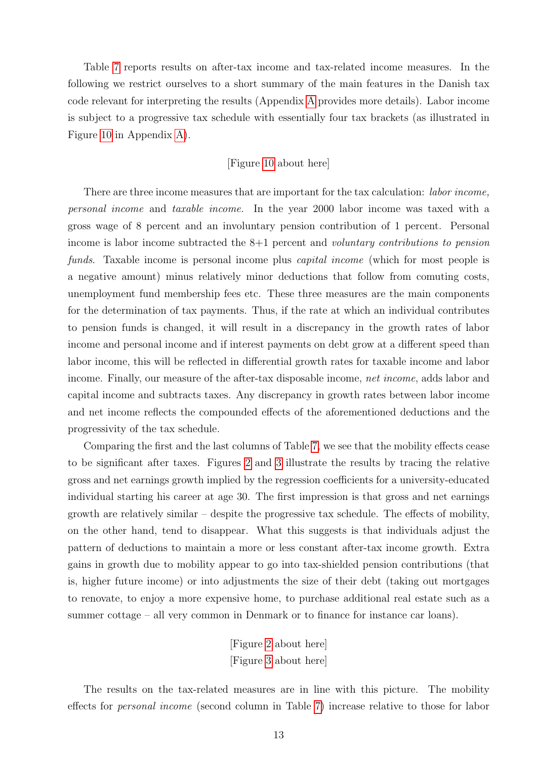Table 7 reports results on after-tax income and tax-related income measures. In the following we restrict ourselves to a short summary of the main features in the Danish tax code relevant for interpreting the results (Appendix A provides more details). Labor income is subject to a progressive tax schedule with essentially four tax brackets (as illustrated in Figure 10 in Appendix A).

[Figure 10 about here]

There are three income measures that are important for the tax calculation: *labor income, personal income* and *taxable income.* In the year 2000 labor income was taxed with a gross wage of 8 percent and an involuntary pension contribution of 1 percent. Personal income is labor income subtracted the 8+1 percent and *voluntary contributions to pension funds*. Taxable income is personal income plus *capital income* (which for most people is a negative amount) minus relatively minor deductions that follow from comuting costs, unemployment fund membership fees etc. These three measures are the main components for the determination of tax payments. Thus, if the rate at which an individual contributes to pension funds is changed, it will result in a discrepancy in the growth rates of labor income and personal income and if interest payments on debt grow at a different speed than labor income, this will be reflected in differential growth rates for taxable income and labor income. Finally, our measure of the after-tax disposable income, *net income*, adds labor and capital income and subtracts taxes. Any discrepancy in growth rates between labor income and net income reflects the compounded effects of the aforementioned deductions and the progressivity of the tax schedule.

Comparing the first and the last columns of Table 7, we see that the mobility effects cease to be significant after taxes. Figures 2 and 3 illustrate the results by tracing the relative gross and net earnings growth implied by the regression coefficients for a university-educated individual starting his career at age 30. The first impression is that gross and net earnings growth are relatively similar – despite the progressive tax schedule. The effects of mobility, on the other hand, tend to disappear. What this suggests is that individuals adjust the pattern of deductions to maintain a more or less constant after-tax income growth. Extra gains in growth due to mobility appear to go into tax-shielded pension contributions (that is, higher future income) or into adjustments the size of their debt (taking out mortgages to renovate, to enjoy a more expensive home, to purchase additional real estate such as a summer cottage – all very common in Denmark or to finance for instance car loans).

[Figure 2 about here]
[Figure 3 about here]

The results on the tax-related measures are in line with this picture. The mobility effects for *personal income* (second column in Table 7) increase relative to those for labor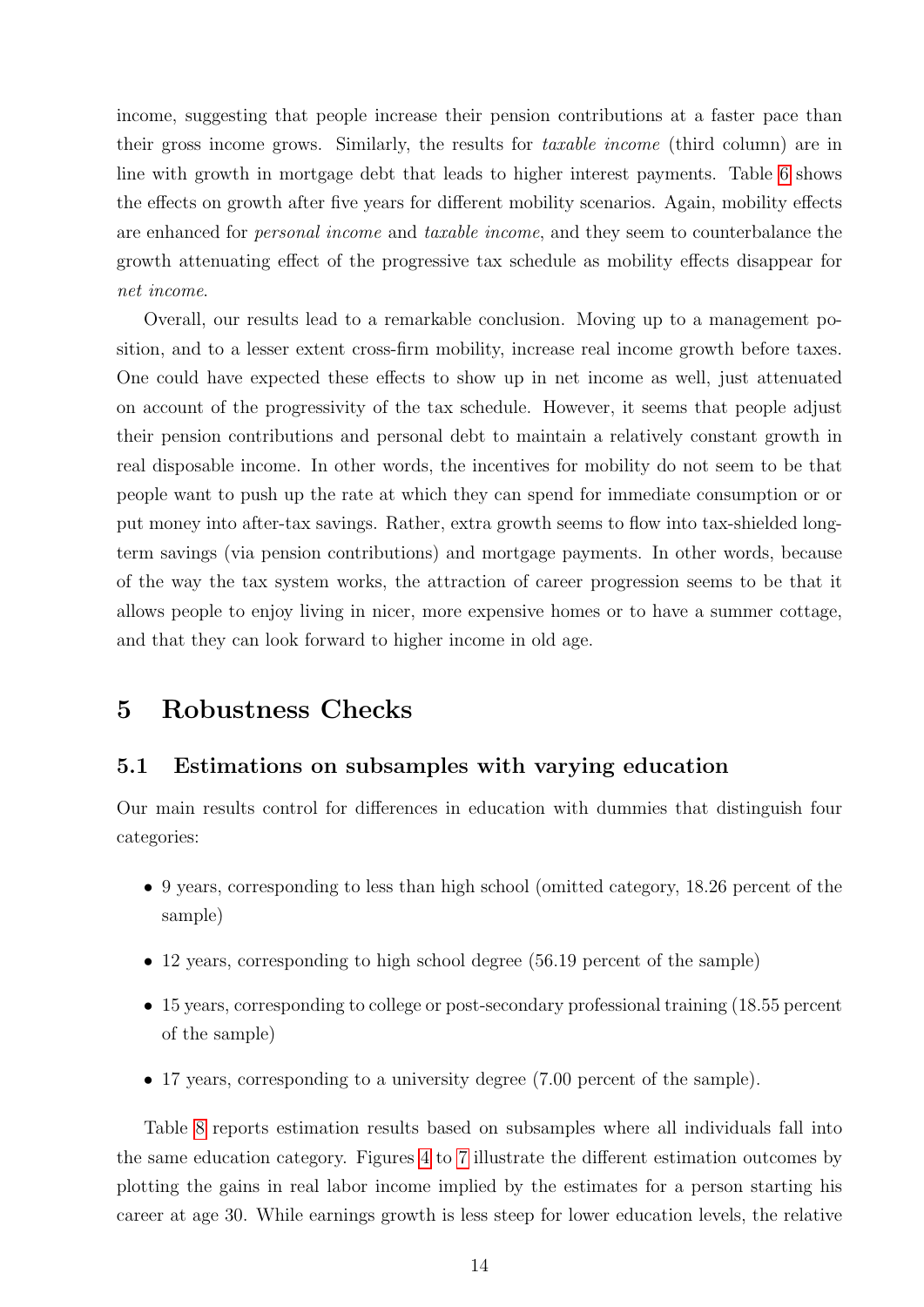income, suggesting that people increase their pension contributions at a faster pace than their gross income grows. Similarly, the results for *taxable income* (third column) are in line with growth in mortgage debt that leads to higher interest payments. Table 6 shows the effects on growth after five years for different mobility scenarios. Again, mobility effects are enhanced for *personal income* and *taxable income*, and they seem to counterbalance the growth attenuating effect of the progressive tax schedule as mobility effects disappear for *net income*.

Overall, our results lead to a remarkable conclusion. Moving up to a management position, and to a lesser extent cross-firm mobility, increase real income growth before taxes. One could have expected these effects to show up in net income as well, just attenuated on account of the progressivity of the tax schedule. However, it seems that people adjust their pension contributions and personal debt to maintain a relatively constant growth in real disposable income. In other words, the incentives for mobility do not seem to be that people want to push up the rate at which they can spend for immediate consumption or or put money into after-tax savings. Rather, extra growth seems to flow into tax-shielded long-term savings (via pension contributions) and mortgage payments. In other words, because of the way the tax system works, the attraction of career progression seems to be that it allows people to enjoy living in nicer, more expensive homes or to have a summer cottage, and that they can look forward to higher income in old age.

# 5 Robustness Checks

## 5.1 Estimations on subsamples with varying education

Our main results control for differences in education with dummies that distinguish four categories:

- 9 years, corresponding to less than high school (omitted category, 18.26 percent of the sample)
- 12 years, corresponding to high school degree (56.19 percent of the sample)
- 15 years, corresponding to college or post-secondary professional training (18.55 percent of the sample)
- 17 years, corresponding to a university degree (7.00 percent of the sample).

Table 8 reports estimation results based on subsamples where all individuals fall into the same education category. Figures 4 to 7 illustrate the different estimation outcomes by plotting the gains in real labor income implied by the estimates for a person starting his career at age 30. While earnings growth is less steep for lower education levels, the relative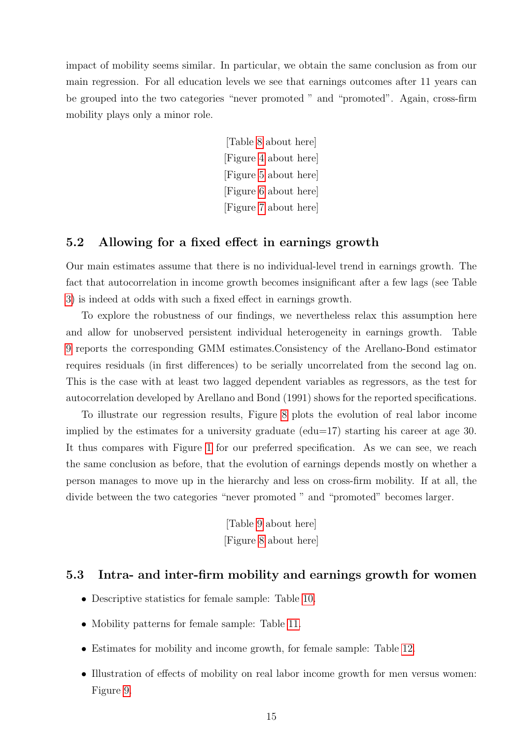impact of mobility seems similar. In particular, we obtain the same conclusion as from our main regression. For all education levels we see that earnings outcomes after 11 years can be grouped into the two categories "never promoted " and "promoted". Again, cross-firm mobility plays only a minor role.

[Table 8 about here]
[Figure 4 about here]
[Figure 5 about here]
[Figure 6 about here]
[Figure 7 about here]

### 5.2 Allowing for a fixed effect in earnings growth

Our main estimates assume that there is no individual-level trend in earnings growth. The fact that autocorrelation in income growth becomes insignificant after a few lags (see Table 3) is indeed at odds with such a fixed effect in earnings growth.

To explore the robustness of our findings, we nevertheless relax this assumption here and allow for unobserved persistent individual heterogeneity in earnings growth. Table 9 reports the corresponding GMM estimates.Consistency of the Arellano-Bond estimator requires residuals (in first differences) to be serially uncorrelated from the second lag on. This is the case with at least two lagged dependent variables as regressors, as the test for autocorrelation developed by Arellano and Bond (1991) shows for the reported specifications.

To illustrate our regression results, Figure 8 plots the evolution of real labor income implied by the estimates for a university graduate (edu=17) starting his career at age 30. It thus compares with Figure 1 for our preferred specification. As we can see, we reach the same conclusion as before, that the evolution of earnings depends mostly on whether a person manages to move up in the hierarchy and less on cross-firm mobility. If at all, the divide between the two categories "never promoted " and "promoted" becomes larger.

[Table 9 about here]
[Figure 8 about here]

### 5.3 Intra- and inter-firm mobility and earnings growth for women

- Descriptive statistics for female sample: Table 10.
- Mobility patterns for female sample: Table 11.
- Estimates for mobility and income growth, for female sample: Table 12.
- Illustration of effects of mobility on real labor income growth for men versus women: Figure 9.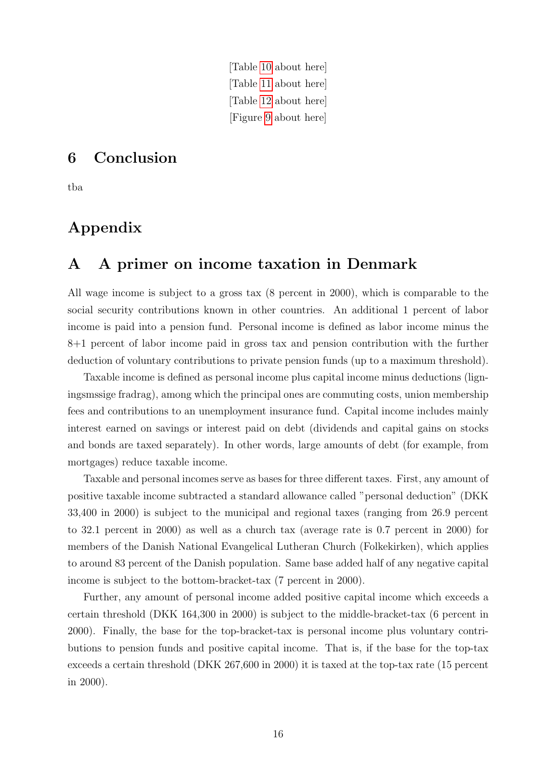[Table 10 about here]
[Table 11 about here]
[Table 12 about here]
[Figure 9 about here]

# 6 Conclusion

tba

# Appendix

# A A primer on income taxation in Denmark

All wage income is subject to a gross tax (8 percent in 2000), which is comparable to the social security contributions known in other countries. An additional 1 percent of labor income is paid into a pension fund. Personal income is defined as labor income minus the 8+1 percent of labor income paid in gross tax and pension contribution with the further deduction of voluntary contributions to private pension funds (up to a maximum threshold).

Taxable income is defined as personal income plus capital income minus deductions (ligningsmssige fradrag), among which the principal ones are commuting costs, union membership fees and contributions to an unemployment insurance fund. Capital income includes mainly interest earned on savings or interest paid on debt (dividends and capital gains on stocks and bonds are taxed separately). In other words, large amounts of debt (for example, from mortgages) reduce taxable income.

Taxable and personal incomes serve as bases for three different taxes. First, any amount of positive taxable income subtracted a standard allowance called "personal deduction" (DKK 33,400 in 2000) is subject to the municipal and regional taxes (ranging from 26.9 percent to 32.1 percent in 2000) as well as a church tax (average rate is 0.7 percent in 2000) for members of the Danish National Evangelical Lutheran Church (Folkekirken), which applies to around 83 percent of the Danish population. Same base added half of any negative capital income is subject to the bottom-bracket-tax (7 percent in 2000).

Further, any amount of personal income added positive capital income which exceeds a certain threshold (DKK 164,300 in 2000) is subject to the middle-bracket-tax (6 percent in 2000). Finally, the base for the top-bracket-tax is personal income plus voluntary contributions to pension funds and positive capital income. That is, if the base for the top-tax exceeds a certain threshold (DKK 267,600 in 2000) it is taxed at the top-tax rate (15 percent in 2000).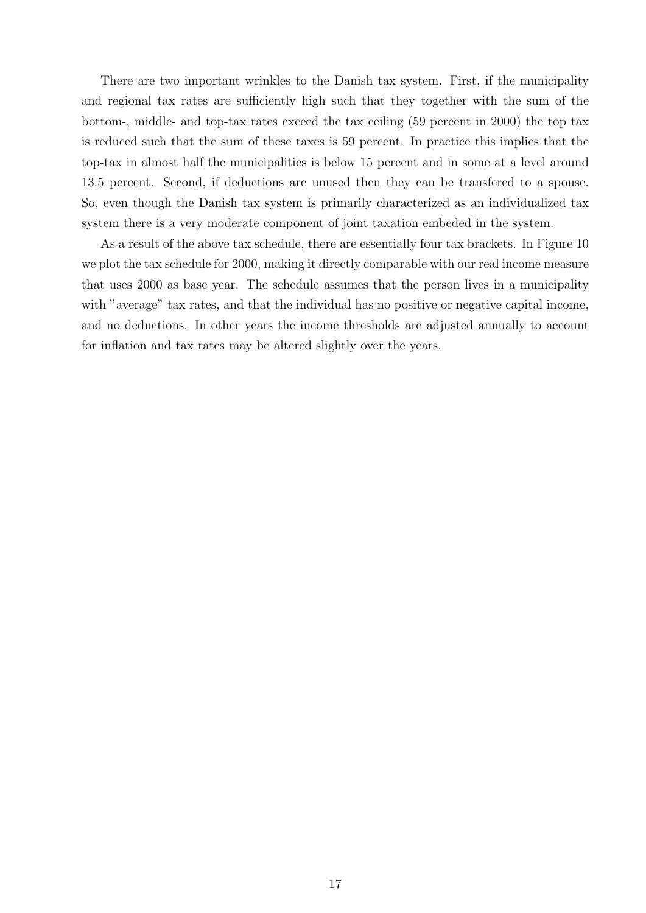There are two important wrinkles to the Danish tax system. First, if the municipality and regional tax rates are sufficiently high such that they together with the sum of the bottom-, middle- and top-tax rates exceed the tax ceiling (59 percent in 2000) the top tax is reduced such that the sum of these taxes is 59 percent. In practice this implies that the top-tax in almost half the municipalities is below 15 percent and in some at a level around 13.5 percent. Second, if deductions are unused then they can be transfered to a spouse. So, even though the Danish tax system is primarily characterized as an individualized tax system there is a very moderate component of joint taxation embeded in the system.

As a result of the above tax schedule, there are essentially four tax brackets. In Figure 10 we plot the tax schedule for 2000, making it directly comparable with our real income measure that uses 2000 as base year. The schedule assumes that the person lives in a municipality with "average" tax rates, and that the individual has no positive or negative capital income, and no deductions. In other years the income thresholds are adjusted annually to account for inflation and tax rates may be altered slightly over the years.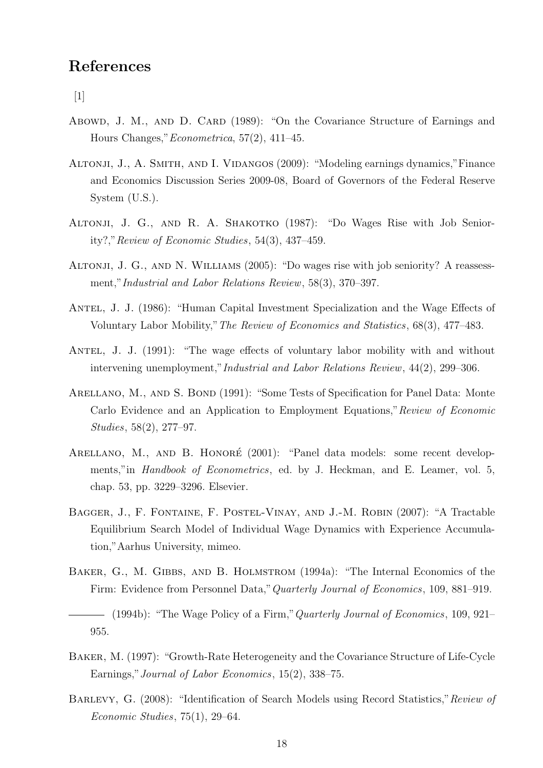## References

[1]

Abowd, J. M., and D. Card (1989): "On the Covariance Structure of Earnings and Hours Changes," *Econometrica*, 57(2), 411–45.

Altonji, J., A. Smith, and I. Vidangos (2009): "Modeling earnings dynamics," Finance and Economics Discussion Series 2009-08, Board of Governors of the Federal Reserve System (U.S.).

Altonji, J. G., and R. A. Shakotko (1987): "Do Wages Rise with Job Seniority?," *Review of Economic Studies*, 54(3), 437–459.

Altonji, J. G., and N. Williams (2005): "Do wages rise with job seniority? A reassessment," *Industrial and Labor Relations Review*, 58(3), 370–397.

Antel, J. J. (1986): "Human Capital Investment Specialization and the Wage Effects of Voluntary Labor Mobility," *The Review of Economics and Statistics*, 68(3), 477–483.

Antel, J. J. (1991): "The wage effects of voluntary labor mobility with and without intervening unemployment," *Industrial and Labor Relations Review*, 44(2), 299–306.

Arellano, M., and S. Bond (1991): "Some Tests of Specification for Panel Data: Monte Carlo Evidence and an Application to Employment Equations," *Review of Economic Studies*, 58(2), 277–97.

Arellano, M., and B. Honoré (2001): "Panel data models: some recent developments," in *Handbook of Econometrics*, ed. by J. Heckman, and E. Leamer, vol. 5, chap. 53, pp. 3229–3296. Elsevier.

Bagger, J., F. Fontaine, F. Postel-Vinay, and J.-M. Robin (2007): "A Tractable Equilibrium Search Model of Individual Wage Dynamics with Experience Accumulation," Aarhus University, mimeo.

Baker, G., M. Gibbs, and B. Holmstrom (1994a): "The Internal Economics of the Firm: Evidence from Personnel Data," *Quarterly Journal of Economics*, 109, 881–919.

——— (1994b): "The Wage Policy of a Firm," *Quarterly Journal of Economics*, 109, 921–955.

Baker, M. (1997): "Growth-Rate Heterogeneity and the Covariance Structure of Life-Cycle Earnings," *Journal of Labor Economics*, 15(2), 338–75.

Barlevy, G. (2008): "Identification of Search Models using Record Statistics," *Review of Economic Studies*, 75(1), 29–64.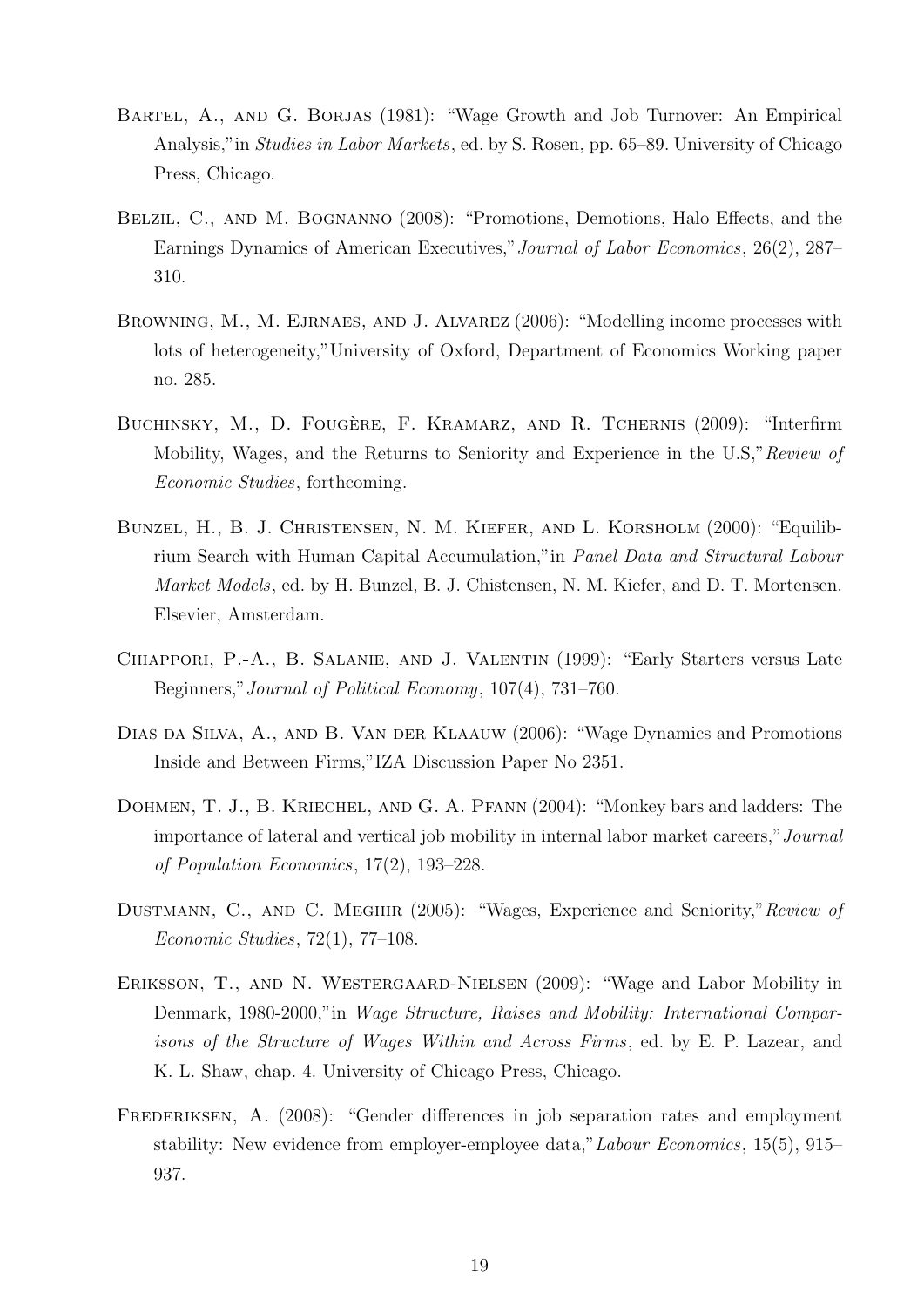Bartel, A., and G. Borjas (1981): "Wage Growth and Job Turnover: An Empirical Analysis,"in *Studies in Labor Markets*, ed. by S. Rosen, pp. 65–89. University of Chicago Press, Chicago.

Belzil, C., and M. Bognanno (2008): "Promotions, Demotions, Halo Effects, and the Earnings Dynamics of American Executives,"*Journal of Labor Economics*, 26(2), 287–310.

Browning, M., M. Ejrnaes, and J. Alvarez (2006): "Modelling income processes with lots of heterogeneity,"University of Oxford, Department of Economics Working paper no. 285.

Buchinsky, M., D. Fougère, F. Kramarz, and R. Tchernis (2009): "Interfirm Mobility, Wages, and the Returns to Seniority and Experience in the U.S,"*Review of Economic Studies*, forthcoming.

Bunzel, H., B. J. Christensen, N. M. Kiefer, and L. Korsholm (2000): "Equilibrium Search with Human Capital Accumulation,"in *Panel Data and Structural Labour Market Models*, ed. by H. Bunzel, B. J. Chistensen, N. M. Kiefer, and D. T. Mortensen. Elsevier, Amsterdam.

Chiappori, P.-A., B. Salanie, and J. Valentin (1999): "Early Starters versus Late Beginners,"*Journal of Political Economy*, 107(4), 731–760.

Dias da Silva, A., and B. Van der Klaauw (2006): "Wage Dynamics and Promotions Inside and Between Firms,"IZA Discussion Paper No 2351.

Dohmen, T. J., B. Kriechel, and G. A. Pfann (2004): "Monkey bars and ladders: The importance of lateral and vertical job mobility in internal labor market careers,"*Journal of Population Economics*, 17(2), 193–228.

Dustmann, C., and C. Meghir (2005): "Wages, Experience and Seniority,"*Review of Economic Studies*, 72(1), 77–108.

Eriksson, T., and N. Westergaard-Nielsen (2009): "Wage and Labor Mobility in Denmark, 1980-2000,"in *Wage Structure, Raises and Mobility: International Comparisons of the Structure of Wages Within and Across Firms*, ed. by E. P. Lazear, and K. L. Shaw, chap. 4. University of Chicago Press, Chicago.

Frederiksen, A. (2008): "Gender differences in job separation rates and employment stability: New evidence from employer-employee data,"*Labour Economics*, 15(5), 915–937.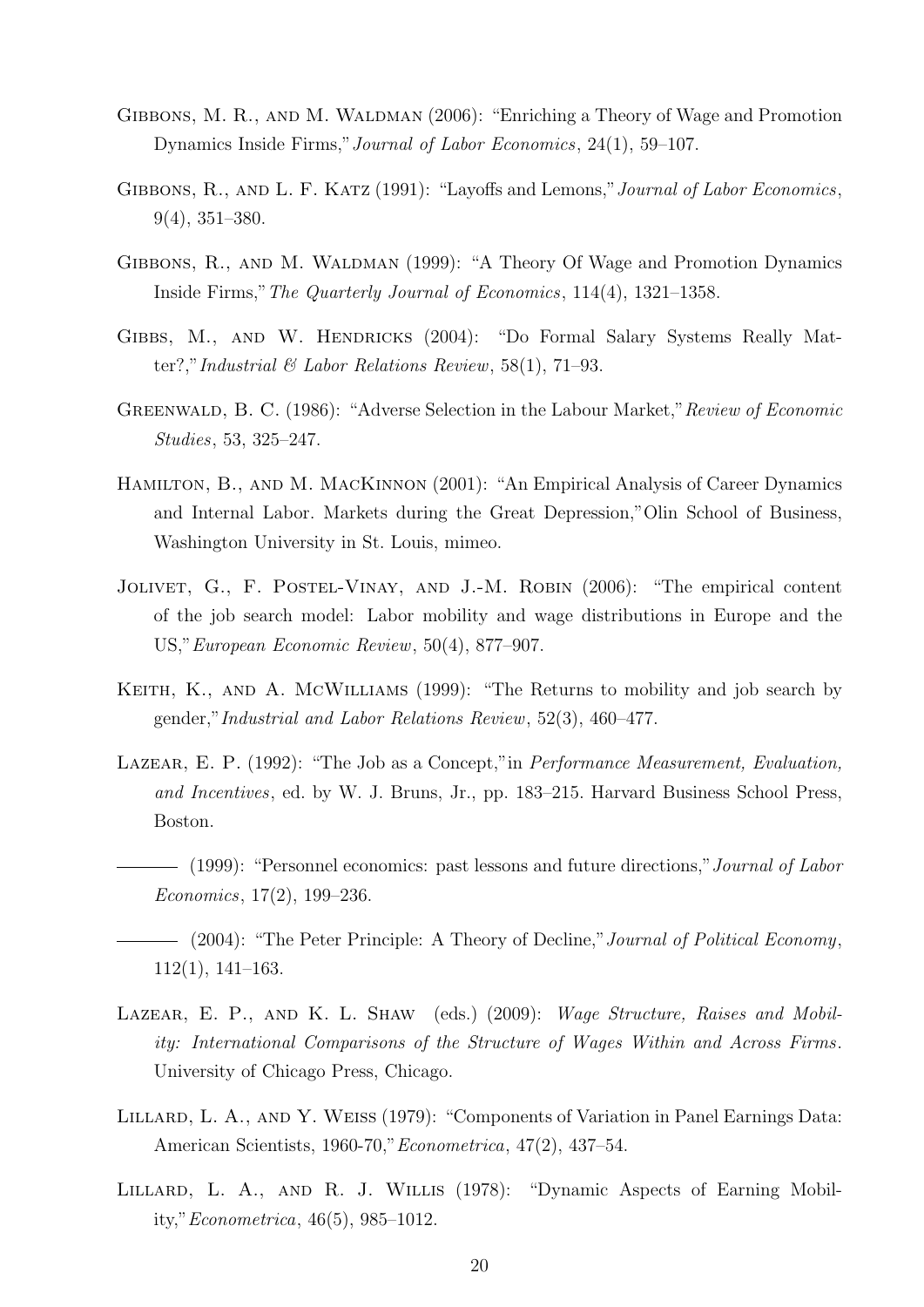Gibbons, M. R., and M. Waldman (2006): "Enriching a Theory of Wage and Promotion Dynamics Inside Firms," *Journal of Labor Economics*, 24(1), 59–107.

Gibbons, R., and L. F. Katz (1991): "Layoffs and Lemons," *Journal of Labor Economics*, 9(4), 351–380.

Gibbons, R., and M. Waldman (1999): "A Theory Of Wage and Promotion Dynamics Inside Firms," *The Quarterly Journal of Economics*, 114(4), 1321–1358.

Gibbs, M., and W. Hendricks (2004): "Do Formal Salary Systems Really Matter?," *Industrial & Labor Relations Review*, 58(1), 71–93.

Greenwald, B. C. (1986): "Adverse Selection in the Labour Market," *Review of Economic Studies*, 53, 325–247.

Hamilton, B., and M. MacKinnon (2001): "An Empirical Analysis of Career Dynamics and Internal Labor. Markets during the Great Depression," Olin School of Business, Washington University in St. Louis, mimeo.

Jolivet, G., F. Postel-Vinay, and J.-M. Robin (2006): "The empirical content of the job search model: Labor mobility and wage distributions in Europe and the US," *European Economic Review*, 50(4), 877–907.

Keith, K., and A. McWilliams (1999): "The Returns to mobility and job search by gender," *Industrial and Labor Relations Review*, 52(3), 460–477.

Lazear, E. P. (1992): "The Job as a Concept," in *Performance Measurement, Evaluation, and Incentives*, ed. by W. J. Bruns, Jr., pp. 183–215. Harvard Business School Press, Boston.

——— (1999): "Personnel economics: past lessons and future directions," *Journal of Labor Economics*, 17(2), 199–236.

——— (2004): "The Peter Principle: A Theory of Decline," *Journal of Political Economy*, 112(1), 141–163.

Lazear, E. P., and K. L. Shaw (eds.) (2009): *Wage Structure, Raises and Mobility: International Comparisons of the Structure of Wages Within and Across Firms*. University of Chicago Press, Chicago.

Lillard, L. A., and Y. Weiss (1979): "Components of Variation in Panel Earnings Data: American Scientists, 1960-70," *Econometrica*, 47(2), 437–54.

Lillard, L. A., and R. J. Willis (1978): "Dynamic Aspects of Earning Mobility," *Econometrica*, 46(5), 985–1012.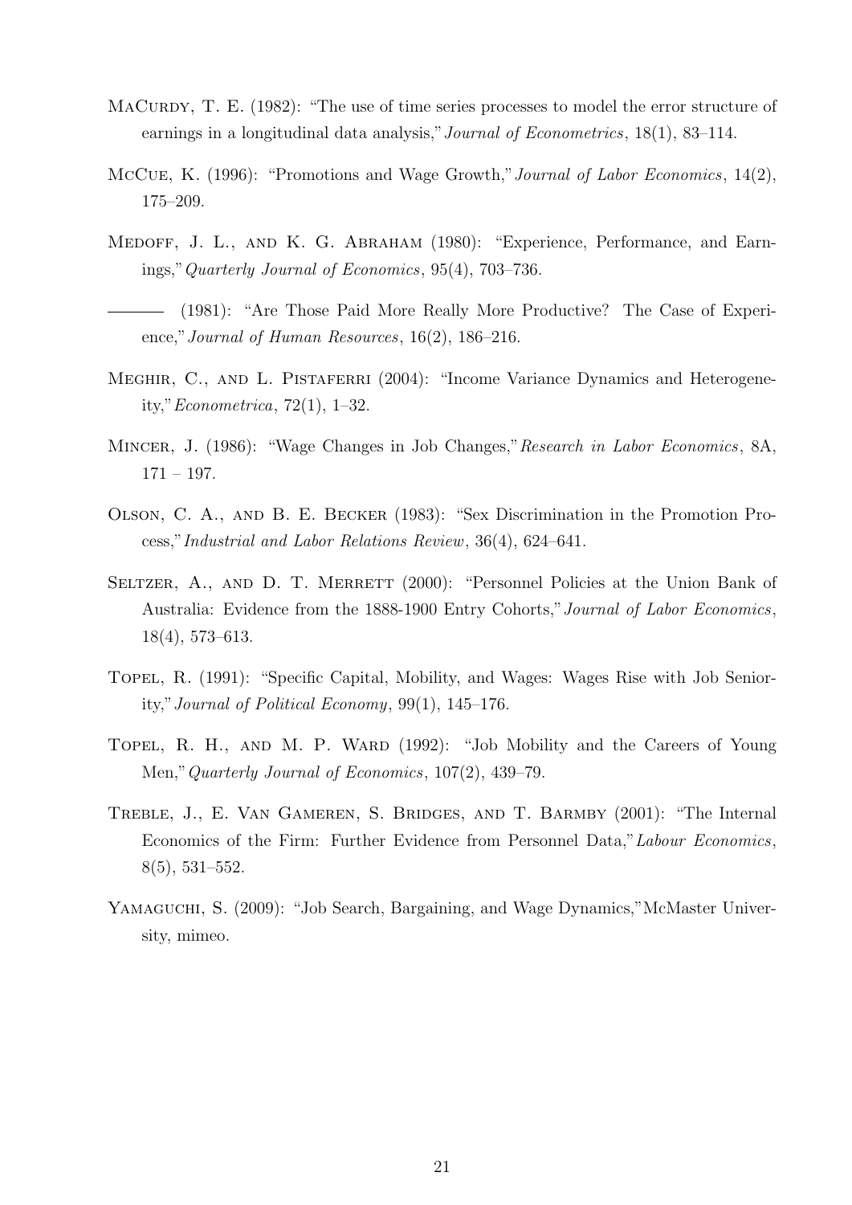MaCurdy, T. E. (1982): "The use of time series processes to model the error structure of earnings in a longitudinal data analysis," *Journal of Econometrics*, 18(1), 83–114.

McCue, K. (1996): "Promotions and Wage Growth," *Journal of Labor Economics*, 14(2), 175–209.

Medoff, J. L., and K. G. Abraham (1980): "Experience, Performance, and Earnings," *Quarterly Journal of Economics*, 95(4), 703–736.

——— (1981): "Are Those Paid More Really More Productive? The Case of Experience," *Journal of Human Resources*, 16(2), 186–216.

Meghir, C., and L. Pistaferri (2004): "Income Variance Dynamics and Heterogeneity," *Econometrica*, 72(1), 1–32.

Mincer, J. (1986): "Wage Changes in Job Changes," *Research in Labor Economics*, 8A, 171 – 197.

Olson, C. A., and B. E. Becker (1983): "Sex Discrimination in the Promotion Process," *Industrial and Labor Relations Review*, 36(4), 624–641.

Seltzer, A., and D. T. Merrett (2000): "Personnel Policies at the Union Bank of Australia: Evidence from the 1888-1900 Entry Cohorts," *Journal of Labor Economics*, 18(4), 573–613.

Topel, R. (1991): "Specific Capital, Mobility, and Wages: Wages Rise with Job Seniority," *Journal of Political Economy*, 99(1), 145–176.

Topel, R. H., and M. P. Ward (1992): "Job Mobility and the Careers of Young Men," *Quarterly Journal of Economics*, 107(2), 439–79.

Treble, J., E. Van Gameren, S. Bridges, and T. Barmby (2001): "The Internal Economics of the Firm: Further Evidence from Personnel Data," *Labour Economics*, 8(5), 531–552.

Yamaguchi, S. (2009): "Job Search, Bargaining, and Wage Dynamics," McMaster University, mimeo.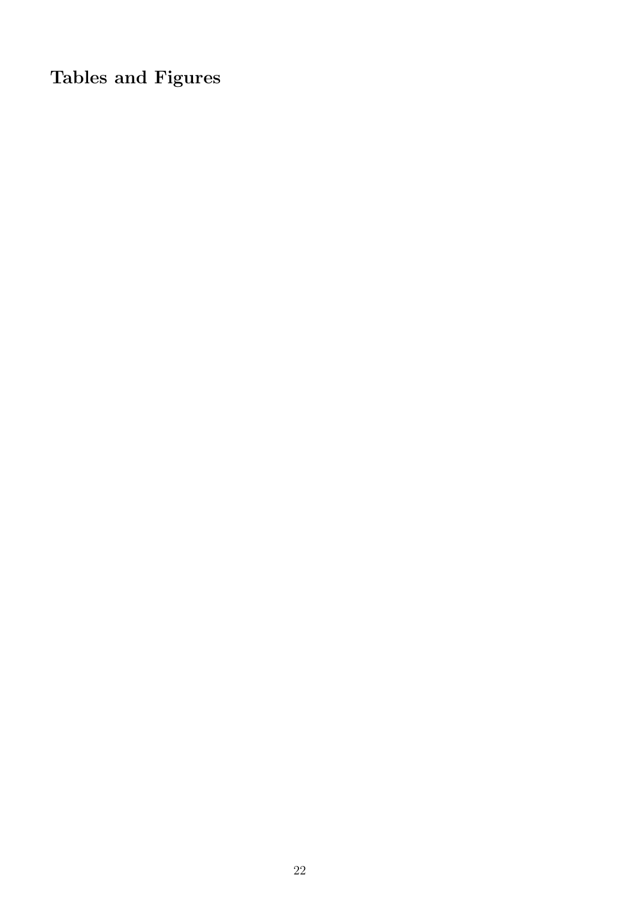## Tables and Figures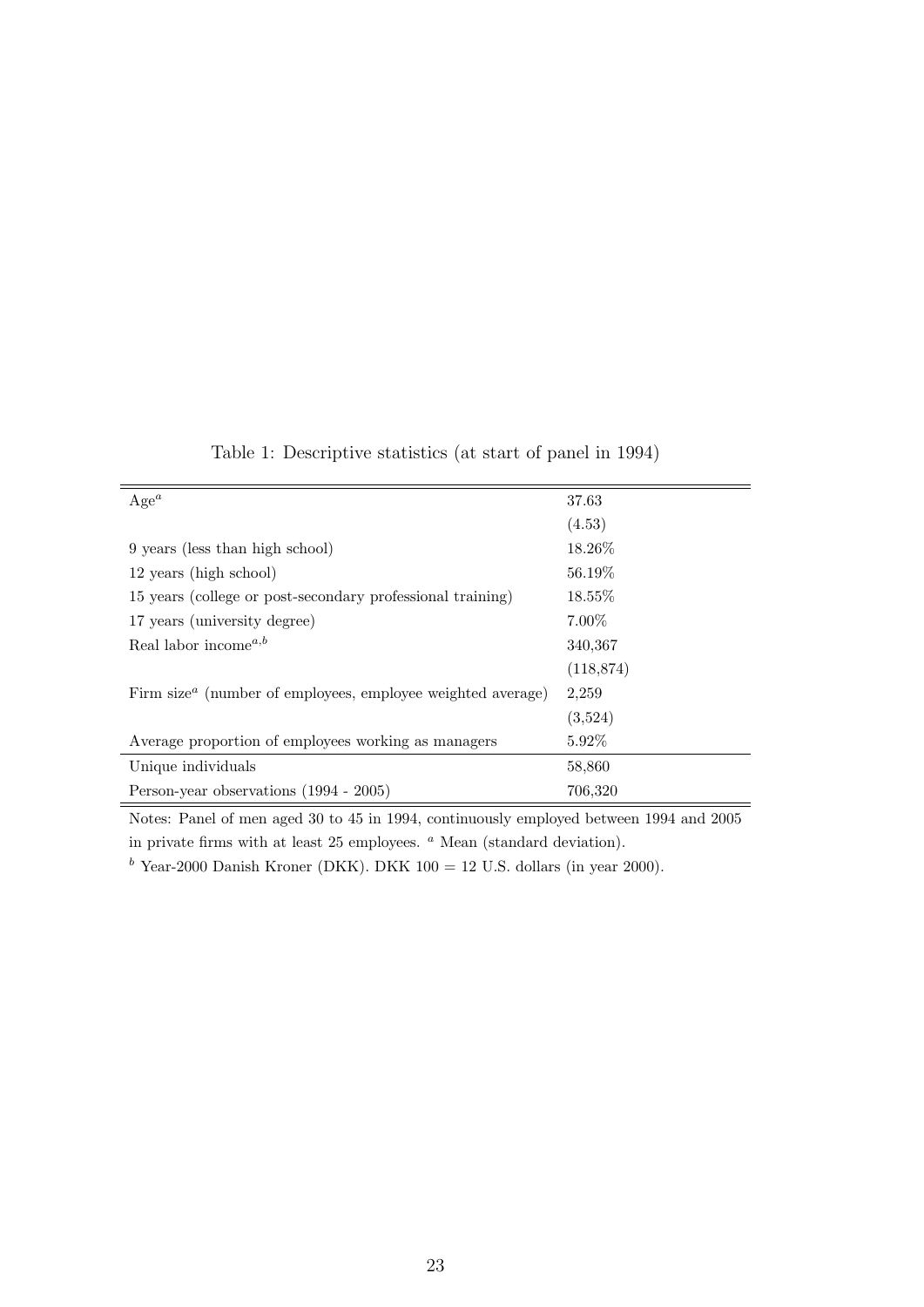Table 1: Descriptive statistics (at start of panel in 1994)

| | |
|---|---|
| Age[a] | 37.63 |
| | (4.53) |
| 9 years (less than high school) | 18.26% |
| 12 years (high school) | 56.19% |
| 15 years (college or post-secondary professional training) | 18.55% |
| 17 years (university degree) | 7.00% |
| Real labor income[a,b] | 340,367 |
| | (118,874) |
| Firm size[a] (number of employees, employee weighted average) | 2,259 |
| | (3,524) |
| Average proportion of employees working as managers | 5.92% |
| Unique individuals | 58,860 |
| Person-year observations (1994 - 2005) | 706,320 |

Notes: Panel of men aged 30 to 45 in 1994, continuously employed between 1994 and 2005 in private firms with at least 25 employees. [a] Mean (standard deviation).
[b] Year-2000 Danish Kroner (DKK). DKK 100 = 12 U.S. dollars (in year 2000).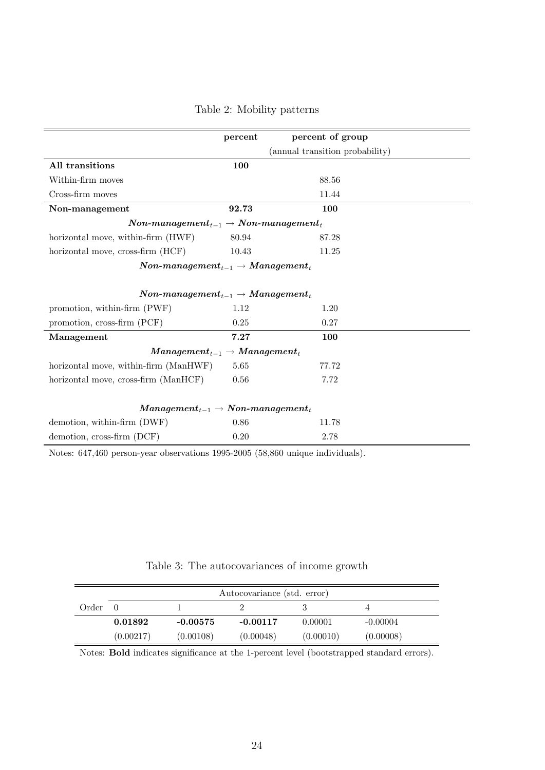Table 2: Mobility patterns

| | **percent** | **percent of group** |
|---|---|---|
| | | (annual transition probability) |
| **All transitions** | **100** | |
| Within-firm moves | | 88.56 |
| Cross-firm moves | | 11.44 |
| **Non-management** | **92.73** | **100** |
| ***Non-management*$_{t-1}$ → *Non-management*$_t$** | | |
| horizontal move, within-firm (HWF) | 80.94 | 87.28 |
| horizontal move, cross-firm (HCF) | 10.43 | 11.25 |
| ***Non-management*$_{t-1}$ → *Management*$_t$** | | |
| ***Non-management*$_{t-1}$ → *Management*$_t$** | | |
| promotion, within-firm (PWF) | 1.12 | 1.20 |
| promotion, cross-firm (PCF) | 0.25 | 0.27 |
| **Management** | **7.27** | **100** |
| ***Management*$_{t-1}$ → *Management*$_t$** | | |
| horizontal move, within-firm (ManHWF) | 5.65 | 77.72 |
| horizontal move, cross-firm (ManHCF) | 0.56 | 7.72 |
| ***Management*$_{t-1}$ → *Non-management*$_t$** | | |
| demotion, within-firm (DWF) | 0.86 | 11.78 |
| demotion, cross-firm (DCF) | 0.20 | 2.78 |

Notes: 647,460 person-year observations 1995-2005 (58,860 unique individuals).

Table 3: The autocovariances of income growth

| | Autocovariance (std. error) | | | | |
|---|---|---|---|---|---|
| Order | 0 | 1 | 2 | 3 | 4 |
| | **0.01892** | **-0.00575** | **-0.00117** | 0.00001 | -0.00004 |
| | (0.00217) | (0.00108) | (0.00048) | (0.00010) | (0.00008) |

Notes: **Bold** indicates significance at the 1-percent level (bootstrapped standard errors).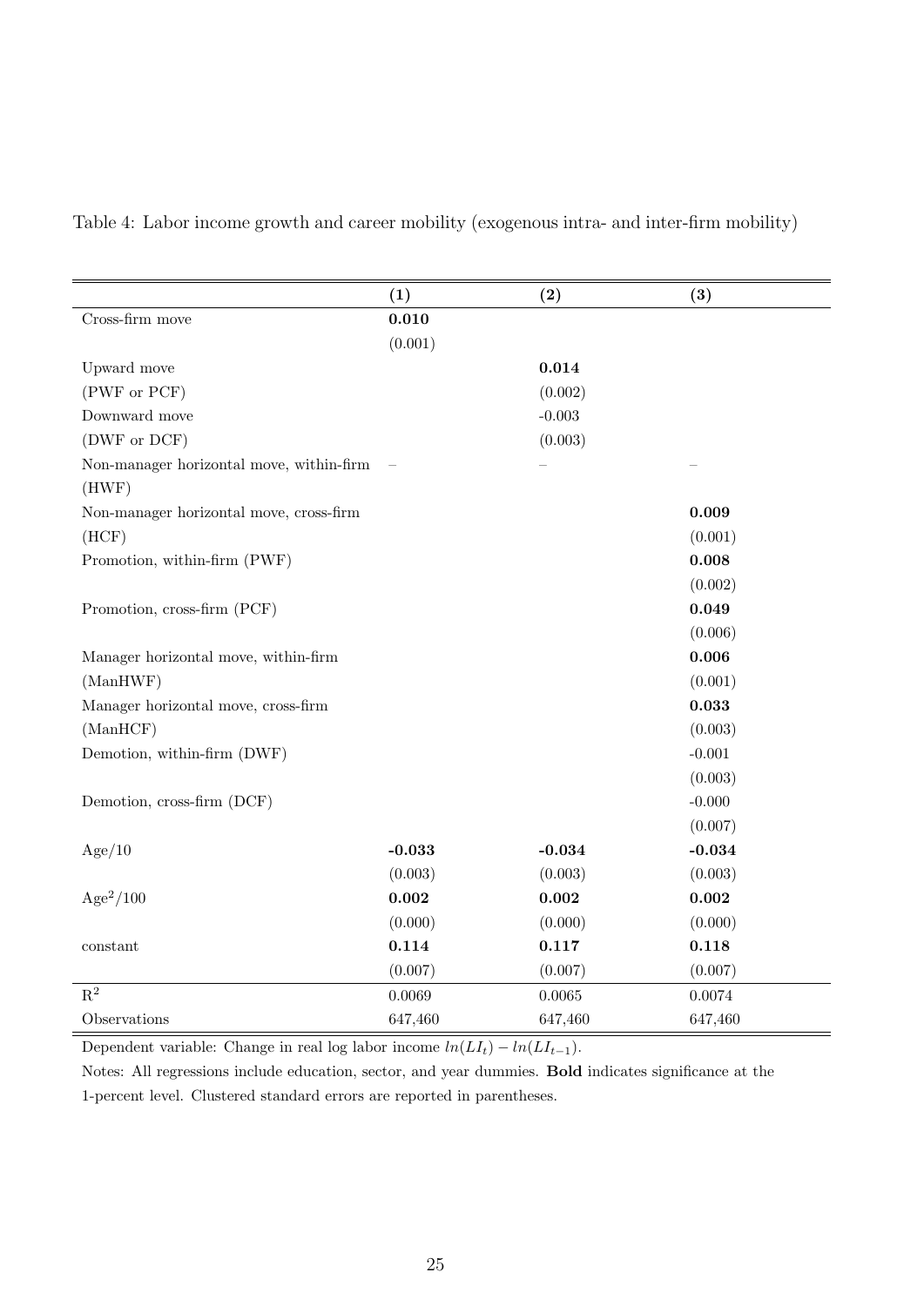Table 4: Labor income growth and career mobility (exogenous intra- and inter-firm mobility)

| | **(1)** | **(2)** | **(3)** |
|---|---|---|---|
| Cross-firm move | **0.010** | | |
| | (0.001) | | |
| Upward move | | **0.014** | |
| (PWF or PCF) | | (0.002) | |
| Downward move | | -0.003 | |
| (DWF or DCF) | | (0.003) | |
| Non-manager horizontal move, within-firm | – | – | – |
| (HWF) | | | |
| Non-manager horizontal move, cross-firm | | | **0.009** |
| (HCF) | | | (0.001) |
| Promotion, within-firm (PWF) | | | **0.008** |
| | | | (0.002) |
| Promotion, cross-firm (PCF) | | | **0.049** |
| | | | (0.006) |
| Manager horizontal move, within-firm | | | **0.006** |
| (ManHWF) | | | (0.001) |
| Manager horizontal move, cross-firm | | | **0.033** |
| (ManHCF) | | | (0.003) |
| Demotion, within-firm (DWF) | | | -0.001 |
| | | | (0.003) |
| Demotion, cross-firm (DCF) | | | -0.000 |
| | | | (0.007) |
| Age/10 | **-0.033** | **-0.034** | **-0.034** |
| | (0.003) | (0.003) | (0.003) |
| $\text{Age}^2/100$ | **0.002** | **0.002** | **0.002** |
| | (0.000) | (0.000) | (0.000) |
| constant | **0.114** | **0.117** | **0.118** |
| | (0.007) | (0.007) | (0.007) |
| $R^2$ | 0.0069 | 0.0065 | 0.0074 |
| Observations | 647,460 | 647,460 | 647,460 |

Dependent variable: Change in real log labor income $ln(LI_t) - ln(LI_{t-1})$.

Notes: All regressions include education, sector, and year dummies. **Bold** indicates significance at the 1-percent level. Clustered standard errors are reported in parentheses.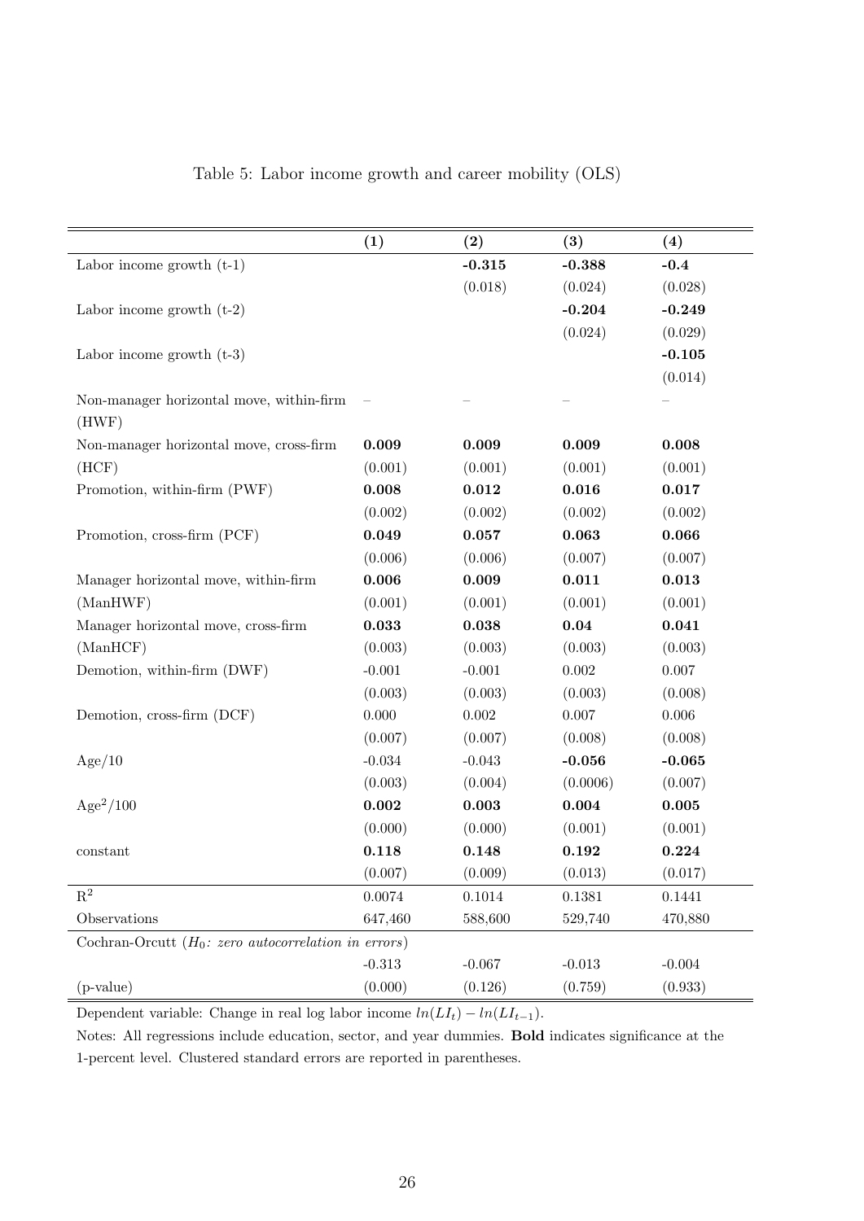Table 5: Labor income growth and career mobility (OLS)

| | **(1)** | **(2)** | **(3)** | **(4)** |
|---|---|---|---|---|
| Labor income growth (t-1) | | **-0.315** | **-0.388** | **-0.4** |
| | | (0.018) | (0.024) | (0.028) |
| Labor income growth (t-2) | | | **-0.204** | **-0.249** |
| | | | (0.024) | (0.029) |
| Labor income growth (t-3) | | | | **-0.105** |
| | | | | (0.014) |
| Non-manager horizontal move, within-firm (HWF) | – | – | – | – |
| Non-manager horizontal move, cross-firm (HCF) | **0.009** | **0.009** | **0.009** | **0.008** |
| | (0.001) | (0.001) | (0.001) | (0.001) |
| Promotion, within-firm (PWF) | **0.008** | **0.012** | **0.016** | **0.017** |
| | (0.002) | (0.002) | (0.002) | (0.002) |
| Promotion, cross-firm (PCF) | **0.049** | **0.057** | **0.063** | **0.066** |
| | (0.006) | (0.006) | (0.007) | (0.007) |
| Manager horizontal move, within-firm (ManHWF) | **0.006** | **0.009** | **0.011** | **0.013** |
| | (0.001) | (0.001) | (0.001) | (0.001) |
| Manager horizontal move, cross-firm (ManHCF) | **0.033** | **0.038** | **0.04** | **0.041** |
| | (0.003) | (0.003) | (0.003) | (0.003) |
| Demotion, within-firm (DWF) | -0.001 | -0.001 | 0.002 | 0.007 |
| | (0.003) | (0.003) | (0.003) | (0.008) |
| Demotion, cross-firm (DCF) | 0.000 | 0.002 | 0.007 | 0.006 |
| | (0.007) | (0.007) | (0.008) | (0.008) |
| Age/10 | -0.034 | -0.043 | **-0.056** | **-0.065** |
| | (0.003) | (0.004) | (0.0006) | (0.007) |
| $\text{Age}^2/100$ | **0.002** | **0.003** | **0.004** | **0.005** |
| | (0.000) | (0.000) | (0.001) | (0.001) |
| constant | **0.118** | **0.148** | **0.192** | **0.224** |
| | (0.007) | (0.009) | (0.013) | (0.017) |
| $R^2$ | 0.0074 | 0.1014 | 0.1381 | 0.1441 |
| Observations | 647,460 | 588,600 | 529,740 | 470,880 |
| Cochran-Orcutt ($H_0$: *zero autocorrelation in errors*) | | | | |
| | -0.313 | -0.067 | -0.013 | -0.004 |
| (p-value) | (0.000) | (0.126) | (0.759) | (0.933) |

Dependent variable: Change in real log labor income $ln(LI_t) - ln(LI_{t-1})$.

Notes: All regressions include education, sector, and year dummies. **Bold** indicates significance at the 1-percent level. Clustered standard errors are reported in parentheses.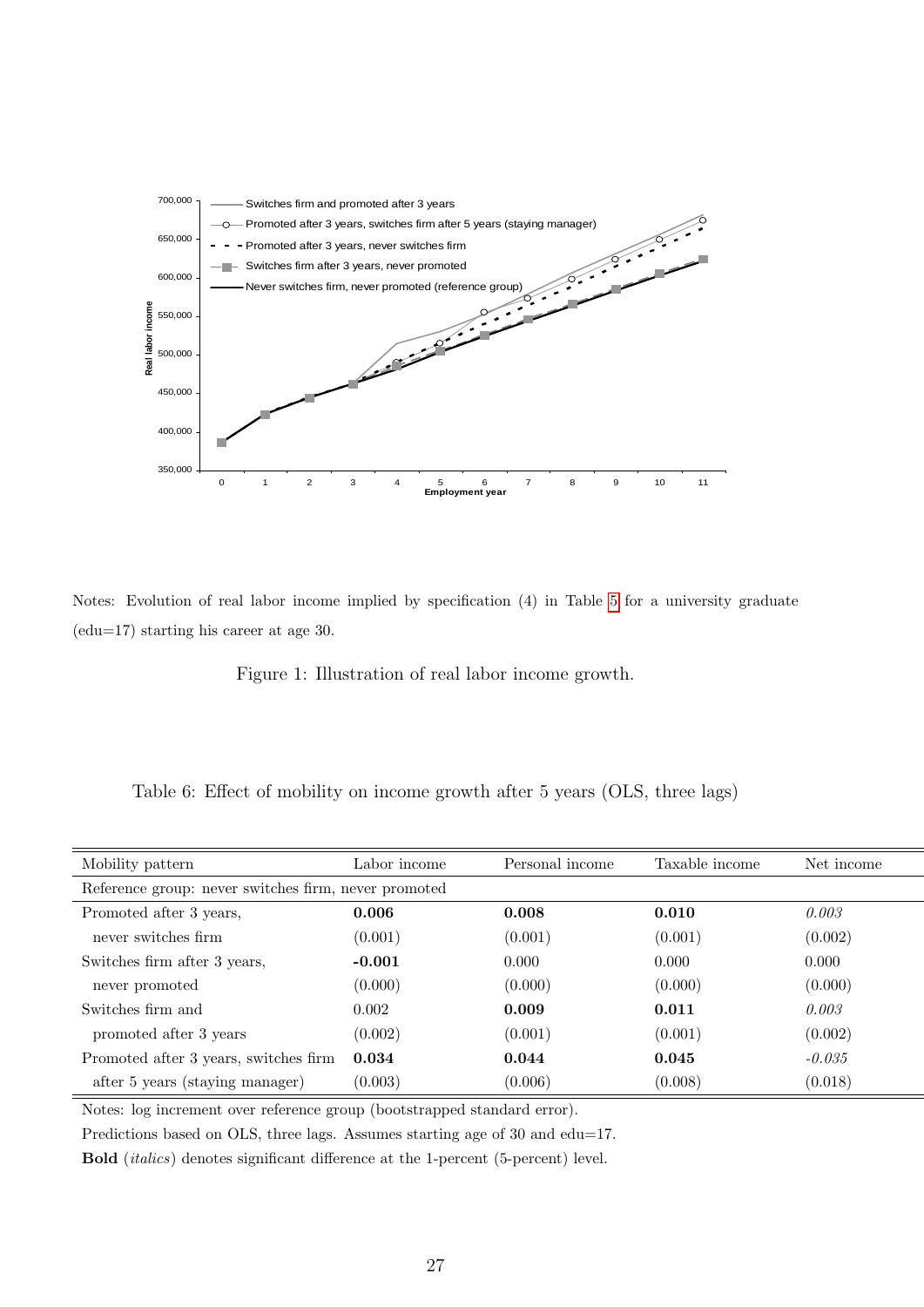Notes: Evolution of real labor income implied by specification (4) in Table 5 for a university graduate (edu=17) starting his career at age 30.

Figure 1: Illustration of real labor income growth.

Table 6: Effect of mobility on income growth after 5 years (OLS, three lags)

| Mobility pattern | Labor income | Personal income | Taxable income | Net income |
|---|---|---|---|---|
| Reference group: never switches firm, never promoted | | | | |
| Promoted after 3 years, | **0.006** | **0.008** | **0.010** | *0.003* |
| never switches firm | (0.001) | (0.001) | (0.001) | (0.002) |
| Switches firm after 3 years, | **-0.001** | 0.000 | 0.000 | 0.000 |
| never promoted | (0.000) | (0.000) | (0.000) | (0.000) |
| Switches firm and | 0.002 | **0.009** | **0.011** | *0.003* |
| promoted after 3 years | (0.002) | (0.001) | (0.001) | (0.002) |
| Promoted after 3 years, switches firm | **0.034** | **0.044** | **0.045** | *-0.035* |
| after 5 years (staying manager) | (0.003) | (0.006) | (0.008) | (0.018) |

Notes: log increment over reference group (bootstrapped standard error).

Predictions based on OLS, three lags. Assumes starting age of 30 and edu=17.

**Bold** (*italics*) denotes significant difference at the 1-percent (5-percent) level.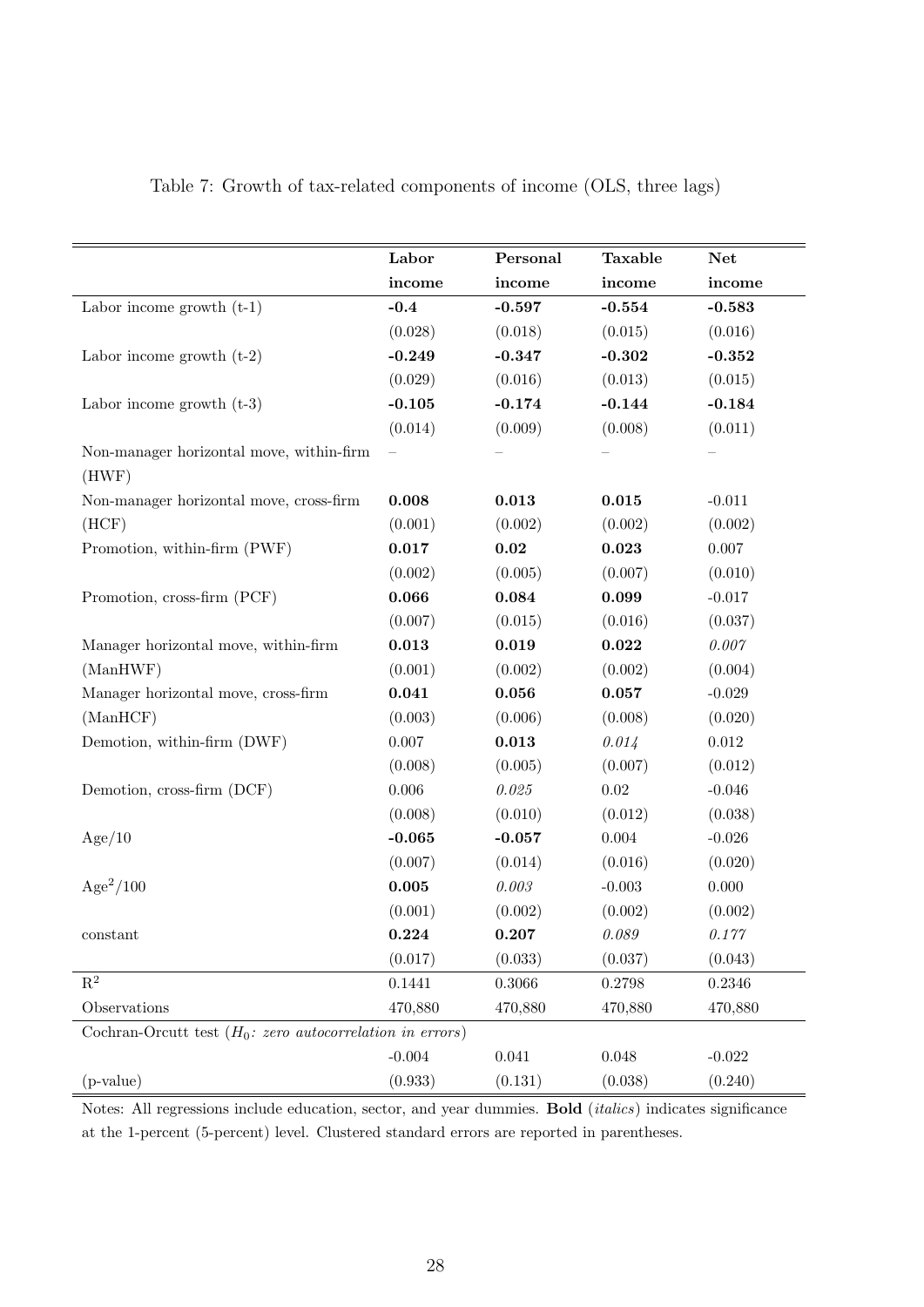Table 7: Growth of tax-related components of income (OLS, three lags)

| | **Labor income** | **Personal income** | **Taxable income** | **Net income** |
|---|---|---|---|---|
| Labor income growth (t-1) | **-0.4** | **-0.597** | **-0.554** | **-0.583** |
| | (0.028) | (0.018) | (0.015) | (0.016) |
| Labor income growth (t-2) | **-0.249** | **-0.347** | **-0.302** | **-0.352** |
| | (0.029) | (0.016) | (0.013) | (0.015) |
| Labor income growth (t-3) | **-0.105** | **-0.174** | **-0.144** | **-0.184** |
| | (0.014) | (0.009) | (0.008) | (0.011) |
| Non-manager horizontal move, within-firm (HWF) | – | – | – | – |
| Non-manager horizontal move, cross-firm (HCF) | **0.008** | **0.013** | **0.015** | -0.011 |
| | (0.001) | (0.002) | (0.002) | (0.002) |
| Promotion, within-firm (PWF) | **0.017** | **0.02** | **0.023** | 0.007 |
| | (0.002) | (0.005) | (0.007) | (0.010) |
| Promotion, cross-firm (PCF) | **0.066** | **0.084** | **0.099** | -0.017 |
| | (0.007) | (0.015) | (0.016) | (0.037) |
| Manager horizontal move, within-firm (ManHWF) | **0.013** | **0.019** | **0.022** | *0.007* |
| | (0.001) | (0.002) | (0.002) | (0.004) |
| Manager horizontal move, cross-firm (ManHCF) | **0.041** | **0.056** | **0.057** | -0.029 |
| | (0.003) | (0.006) | (0.008) | (0.020) |
| Demotion, within-firm (DWF) | 0.007 | **0.013** | *0.014* | 0.012 |
| | (0.008) | (0.005) | (0.007) | (0.012) |
| Demotion, cross-firm (DCF) | 0.006 | *0.025* | 0.02 | -0.046 |
| | (0.008) | (0.010) | (0.012) | (0.038) |
| Age/10 | **-0.065** | **-0.057** | 0.004 | -0.026 |
| | (0.007) | (0.014) | (0.016) | (0.020) |
| $\text{Age}^2/100$ | **0.005** | *0.003* | -0.003 | 0.000 |
| | (0.001) | (0.002) | (0.002) | (0.002) |
| constant | **0.224** | **0.207** | *0.089* | *0.177* |
| | (0.017) | (0.033) | (0.037) | (0.043) |
| $R^2$ | 0.1441 | 0.3066 | 0.2798 | 0.2346 |
| Observations | 470,880 | 470,880 | 470,880 | 470,880 |
| Cochran-Orcutt test ($H_0$: *zero autocorrelation in errors*) | | | | |
| | -0.004 | 0.041 | 0.048 | -0.022 |
| (p-value) | (0.933) | (0.131) | (0.038) | (0.240) |

Notes: All regressions include education, sector, and year dummies. **Bold** (*italics*) indicates significance at the 1-percent (5-percent) level. Clustered standard errors are reported in parentheses.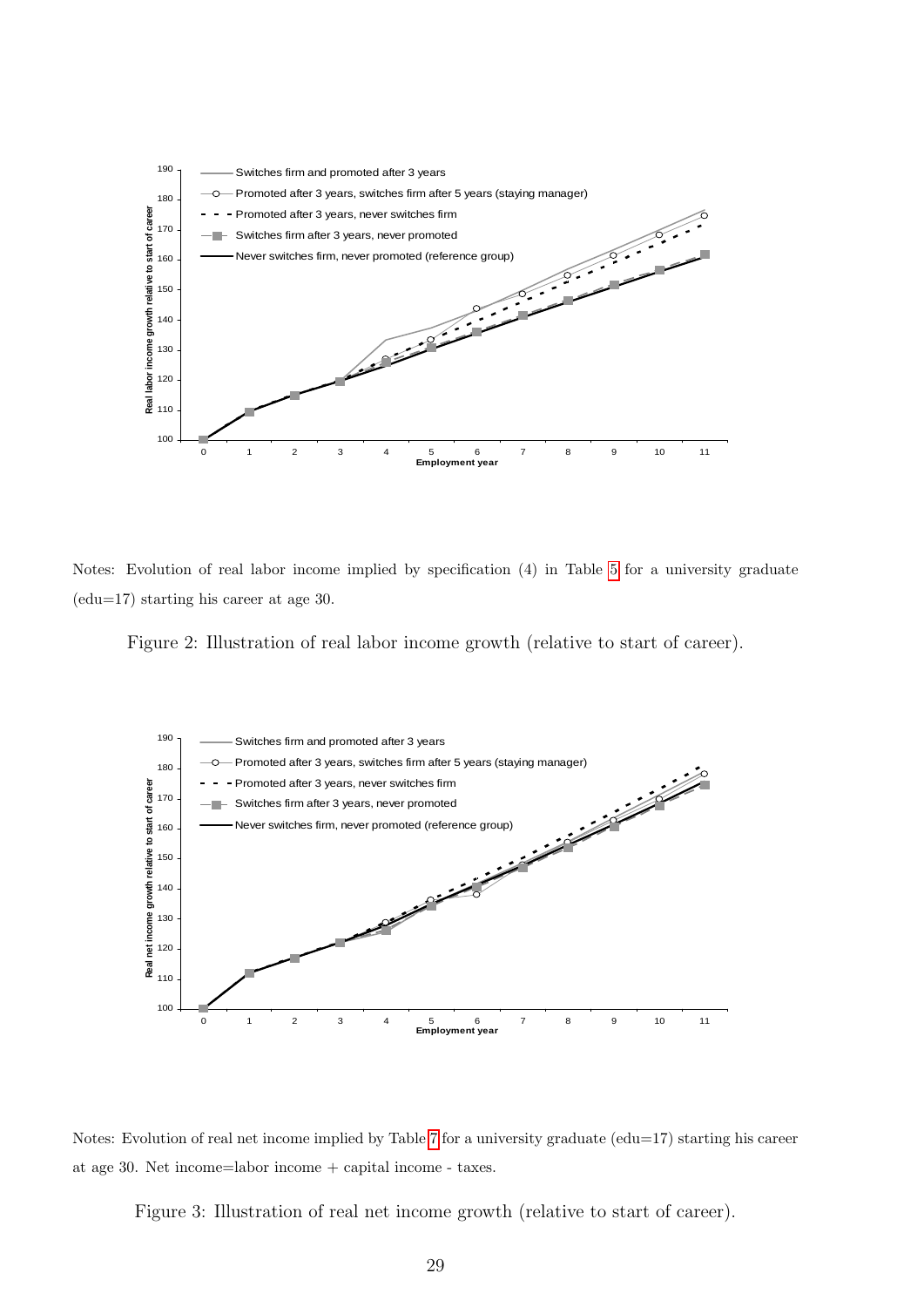Notes: Evolution of real labor income implied by specification (4) in Table 5 for a university graduate (edu=17) starting his career at age 30.

Figure 2: Illustration of real labor income growth (relative to start of career).

Notes: Evolution of real net income implied by Table 7 for a university graduate (edu=17) starting his career at age 30. Net income=labor income + capital income - taxes.

Figure 3: Illustration of real net income growth (relative to start of career).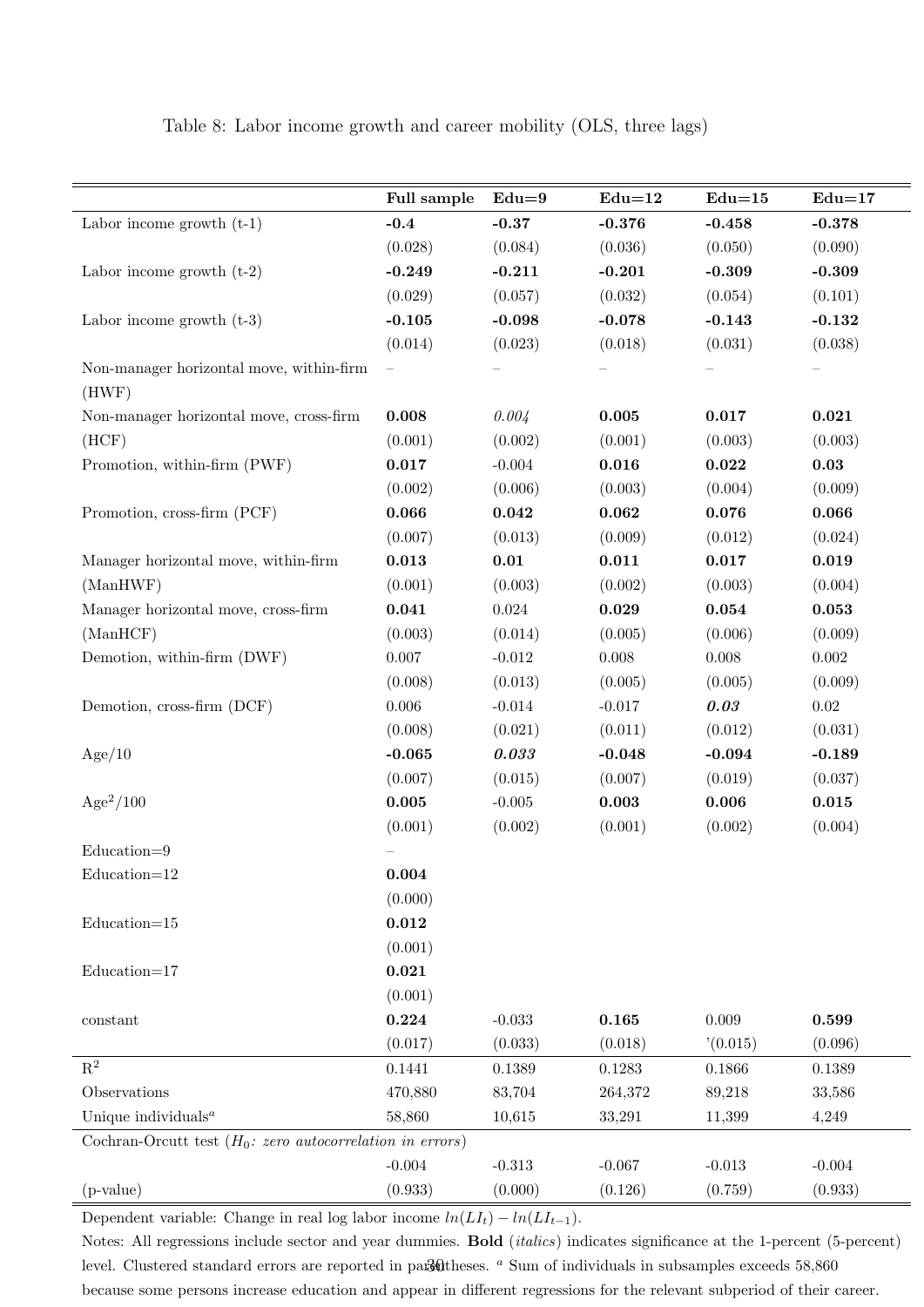Table 8: Labor income growth and career mobility (OLS, three lags)

| | **Full sample** | **Edu=9** | **Edu=12** | **Edu=15** | **Edu=17** |
|---|---|---|---|---|---|
| Labor income growth (t-1) | **-0.4** | **-0.37** | **-0.376** | **-0.458** | **-0.378** |
| | (0.028) | (0.084) | (0.036) | (0.050) | (0.090) |
| Labor income growth (t-2) | **-0.249** | **-0.211** | **-0.201** | **-0.309** | **-0.309** |
| | (0.029) | (0.057) | (0.032) | (0.054) | (0.101) |
| Labor income growth (t-3) | **-0.105** | **-0.098** | **-0.078** | **-0.143** | **-0.132** |
| | (0.014) | (0.023) | (0.018) | (0.031) | (0.038) |
| Non-manager horizontal move, within-firm (HWF) | – | – | – | – | – |
| Non-manager horizontal move, cross-firm (HCF) | **0.008** | *0.004* | **0.005** | **0.017** | **0.021** |
| | (0.001) | (0.002) | (0.001) | (0.003) | (0.003) |
| Promotion, within-firm (PWF) | **0.017** | -0.004 | **0.016** | **0.022** | **0.03** |
| | (0.002) | (0.006) | (0.003) | (0.004) | (0.009) |
| Promotion, cross-firm (PCF) | **0.066** | **0.042** | **0.062** | **0.076** | **0.066** |
| | (0.007) | (0.013) | (0.009) | (0.012) | (0.024) |
| Manager horizontal move, within-firm (ManHWF) | **0.013** | **0.01** | **0.011** | **0.017** | **0.019** |
| | (0.001) | (0.003) | (0.002) | (0.003) | (0.004) |
| Manager horizontal move, cross-firm (ManHCF) | **0.041** | 0.024 | **0.029** | **0.054** | **0.053** |
| | (0.003) | (0.014) | (0.005) | (0.006) | (0.009) |
| Demotion, within-firm (DWF) | 0.007 | -0.012 | 0.008 | 0.008 | 0.002 |
| | (0.008) | (0.013) | (0.005) | (0.005) | (0.009) |
| Demotion, cross-firm (DCF) | 0.006 | -0.014 | -0.017 | ***0.03*** | 0.02 |
| | (0.008) | (0.021) | (0.011) | (0.012) | (0.031) |
| Age/10 | **-0.065** | ***0.033*** | **-0.048** | **-0.094** | **-0.189** |
| | (0.007) | (0.015) | (0.007) | (0.019) | (0.037) |
| $\text{Age}^2/100$ | **0.005** | -0.005 | **0.003** | **0.006** | **0.015** |
| | (0.001) | (0.002) | (0.001) | (0.002) | (0.004) |
| Education=9 | – | | | | |
| Education=12 | **0.004** | | | | |
| | (0.000) | | | | |
| Education=15 | **0.012** | | | | |
| | (0.001) | | | | |
| Education=17 | **0.021** | | | | |
| | (0.001) | | | | |
| constant | **0.224** | -0.033 | **0.165** | 0.009 | **0.599** |
| | (0.017) | (0.033) | (0.018) | '(0.015) | (0.096) |
| $R^2$ | 0.1441 | 0.1389 | 0.1283 | 0.1866 | 0.1389 |
| Observations | 470,880 | 83,704 | 264,372 | 89,218 | 33,586 |
| Unique individuals[a] | 58,860 | 10,615 | 33,291 | 11,399 | 4,249 |
| Cochran-Orcutt test ($H_0$: *zero autocorrelation in errors*) | | | | | |
| | -0.004 | -0.313 | -0.067 | -0.013 | -0.004 |
| (p-value) | (0.933) | (0.000) | (0.126) | (0.759) | (0.933) |

Dependent variable: Change in real log labor income $ln(LI_t) - ln(LI_{t-1})$.

Notes: All regressions include sector and year dummies. **Bold** (*italics*) indicates significance at the 1-percent (5-percent) level. Clustered standard errors are reported in parentheses. [a] Sum of individuals in subsamples exceeds 58,860 because some persons increase education and appear in different regressions for the relevant subperiod of their career.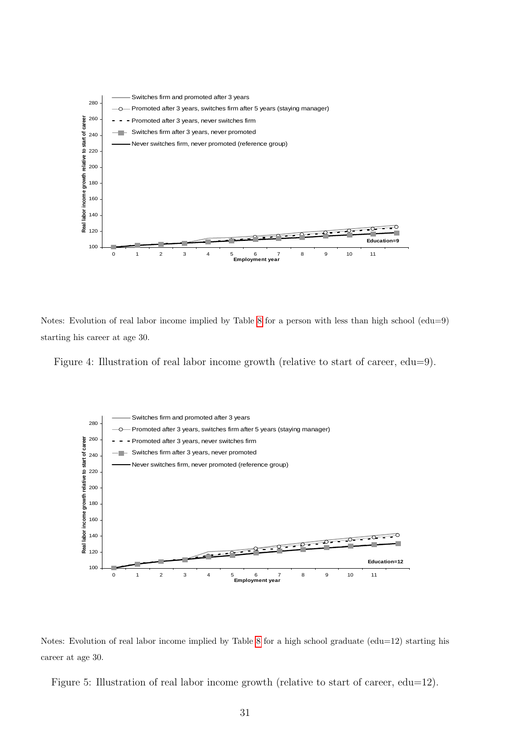Notes: Evolution of real labor income implied by Table 8 for a person with less than high school (edu=9) starting his career at age 30.

Figure 4: Illustration of real labor income growth (relative to start of career, edu=9).

Notes: Evolution of real labor income implied by Table 8 for a high school graduate (edu=12) starting his career at age 30.

Figure 5: Illustration of real labor income growth (relative to start of career, edu=12).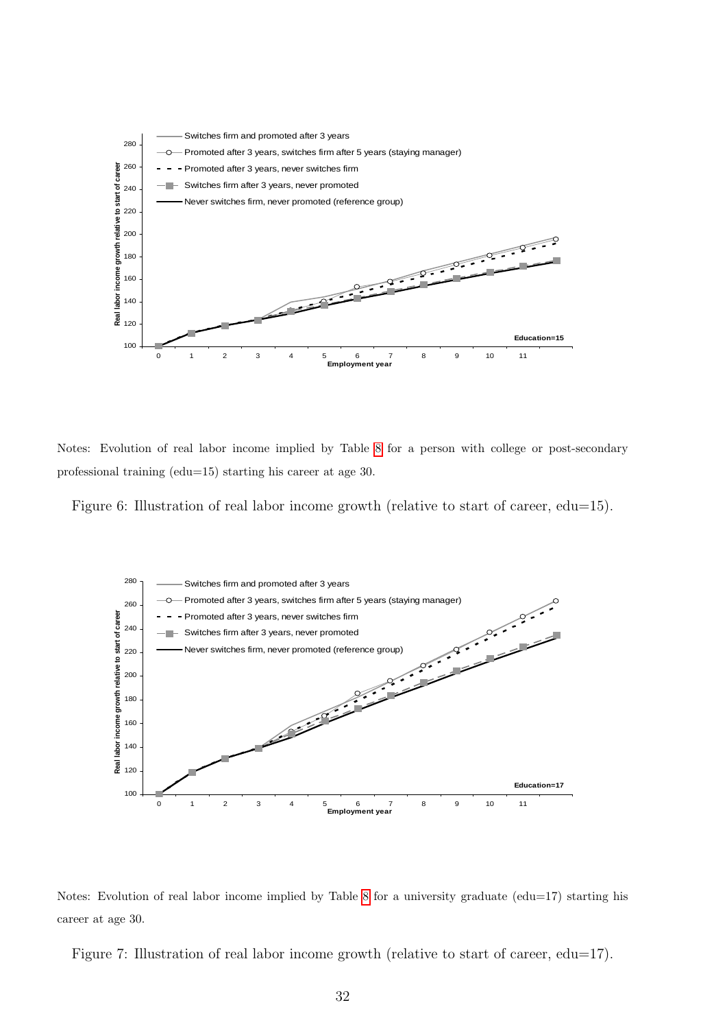Notes: Evolution of real labor income implied by Table 8 for a person with college or post-secondary professional training (edu=15) starting his career at age 30.

Figure 6: Illustration of real labor income growth (relative to start of career, edu=15).

Notes: Evolution of real labor income implied by Table 8 for a university graduate (edu=17) starting his career at age 30.

Figure 7: Illustration of real labor income growth (relative to start of career, edu=17).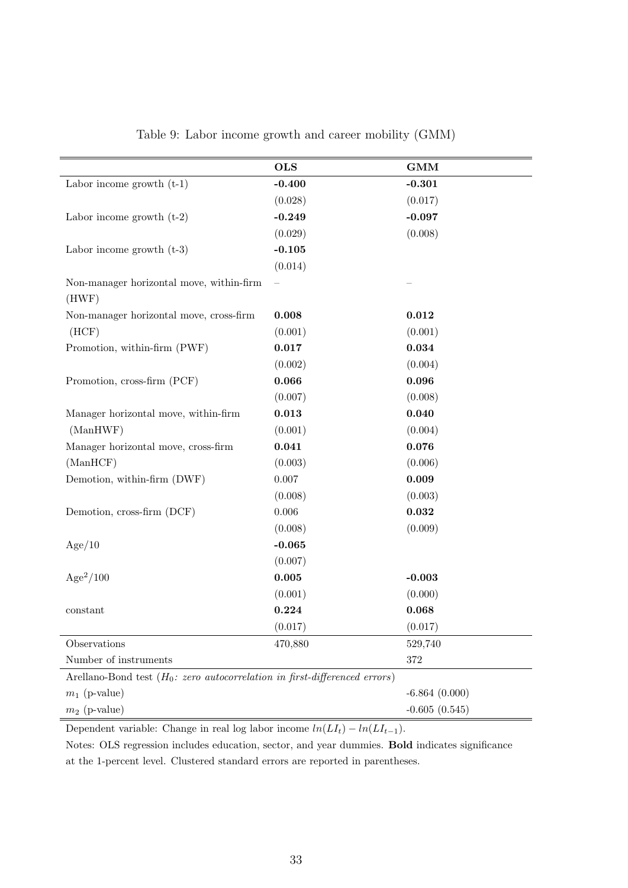Table 9: Labor income growth and career mobility (GMM)

| | **OLS** | **GMM** |
|---|---|---|
| Labor income growth (t-1) | **-0.400** | **-0.301** |
| | (0.028) | (0.017) |
| Labor income growth (t-2) | **-0.249** | **-0.097** |
| | (0.029) | (0.008) |
| Labor income growth (t-3) | **-0.105** | |
| | (0.014) | |
| Non-manager horizontal move, within-firm (HWF) | – | – |
| Non-manager horizontal move, cross-firm (HCF) | **0.008** | **0.012** |
| | (0.001) | (0.001) |
| Promotion, within-firm (PWF) | **0.017** | **0.034** |
| | (0.002) | (0.004) |
| Promotion, cross-firm (PCF) | **0.066** | **0.096** |
| | (0.007) | (0.008) |
| Manager horizontal move, within-firm (ManHWF) | **0.013** | **0.040** |
| | (0.001) | (0.004) |
| Manager horizontal move, cross-firm (ManHCF) | **0.041** | **0.076** |
| | (0.003) | (0.006) |
| Demotion, within-firm (DWF) | 0.007 | **0.009** |
| | (0.008) | (0.003) |
| Demotion, cross-firm (DCF) | 0.006 | **0.032** |
| | (0.008) | (0.009) |
| Age/10 | **-0.065** | |
| | (0.007) | |
| $\text{Age}^2/100$ | **0.005** | **-0.003** |
| | (0.001) | (0.000) |
| constant | **0.224** | **0.068** |
| | (0.017) | (0.017) |
| Observations | 470,880 | 529,740 |
| Number of instruments | | 372 |
| Arellano-Bond test ($H_0$: *zero autocorrelation in first-differenced errors*) | | |
| $m_1$ (p-value) | | -6.864 (0.000) |
| $m_2$ (p-value) | | -0.605 (0.545) |

Dependent variable: Change in real log labor income $ln(LI_t) - ln(LI_{t-1})$.

Notes: OLS regression includes education, sector, and year dummies. **Bold** indicates significance at the 1-percent level. Clustered standard errors are reported in parentheses.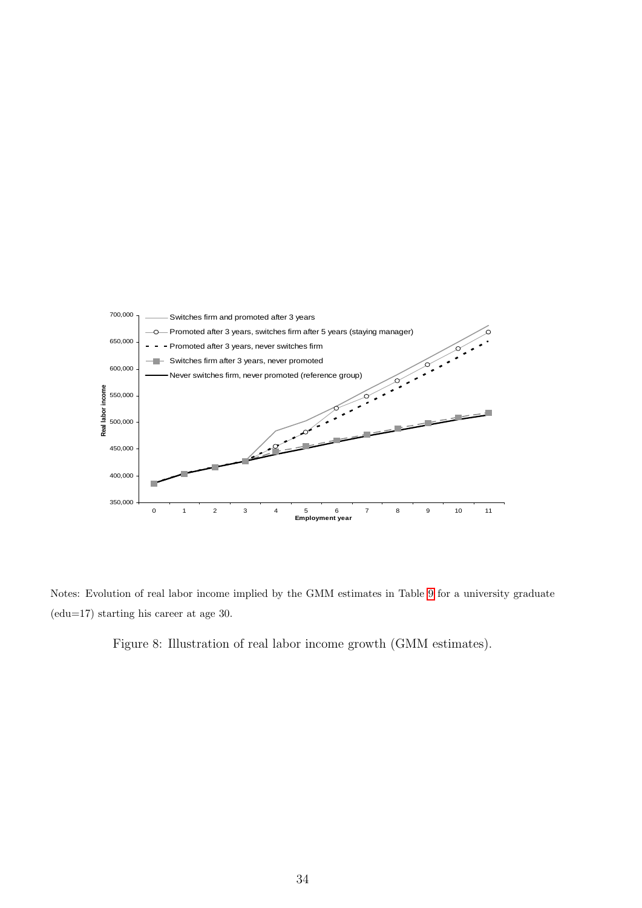Notes: Evolution of real labor income implied by the GMM estimates in Table 9 for a university graduate (edu=17) starting his career at age 30.

Figure 8: Illustration of real labor income growth (GMM estimates).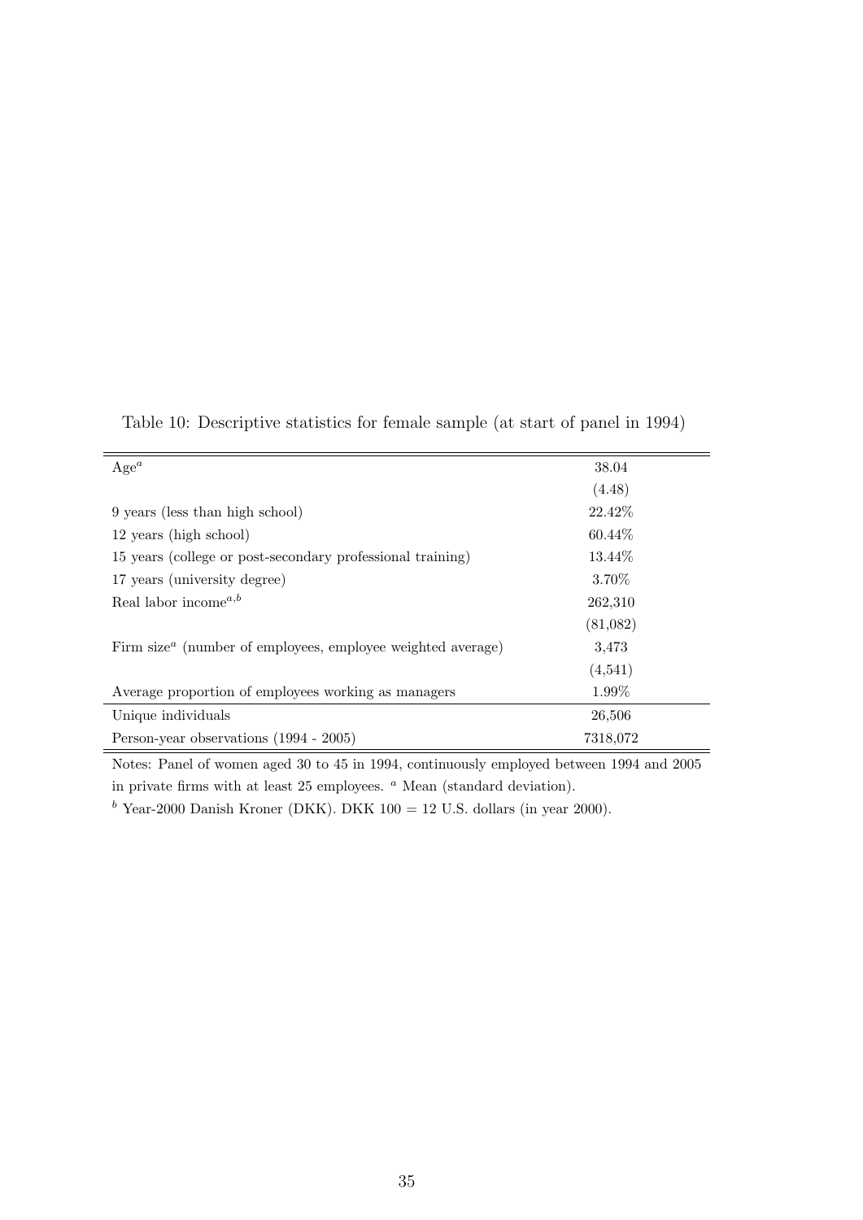Table 10: Descriptive statistics for female sample (at start of panel in 1994)

| | |
|---|---|
| Age[a] | 38.04 |
| | (4.48) |
| 9 years (less than high school) | 22.42% |
| 12 years (high school) | 60.44% |
| 15 years (college or post-secondary professional training) | 13.44% |
| 17 years (university degree) | 3.70% |
| Real labor income[a,b] | 262,310 |
| | (81,082) |
| Firm size[a] (number of employees, employee weighted average) | 3,473 |
| | (4,541) |
| Average proportion of employees working as managers | 1.99% |
| Unique individuals | 26,506 |
| Person-year observations (1994 - 2005) | 7318,072 |

Notes: Panel of women aged 30 to 45 in 1994, continuously employed between 1994 and 2005 in private firms with at least 25 employees. [a] Mean (standard deviation).
[b] Year-2000 Danish Kroner (DKK). DKK 100 = 12 U.S. dollars (in year 2000).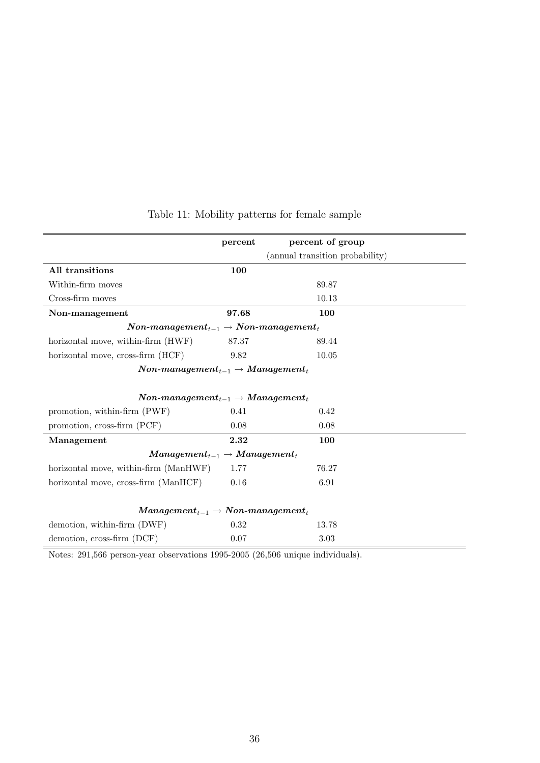Table 11: Mobility patterns for female sample

| | percent | percent of group |
|---|---|---|
| | | (annual transition probability) |
| **All transitions** | **100** | |
| Within-firm moves | | 89.87 |
| Cross-firm moves | | 10.13 |
| **Non-management** | **97.68** | **100** |
| ***Non-management*$_{t-1}$ → *Non-management*$_t$** | | |
| horizontal move, within-firm (HWF) | 87.37 | 89.44 |
| horizontal move, cross-firm (HCF) | 9.82 | 10.05 |
| ***Non-management*$_{t-1}$ → *Management*$_t$** | | |
| ***Non-management*$_{t-1}$ → *Management*$_t$** | | |
| promotion, within-firm (PWF) | 0.41 | 0.42 |
| promotion, cross-firm (PCF) | 0.08 | 0.08 |
| **Management** | **2.32** | **100** |
| ***Management*$_{t-1}$ → *Management*$_t$** | | |
| horizontal move, within-firm (ManHWF) | 1.77 | 76.27 |
| horizontal move, cross-firm (ManHCF) | 0.16 | 6.91 |
| ***Management*$_{t-1}$ → *Non-management*$_t$** | | |
| demotion, within-firm (DWF) | 0.32 | 13.78 |
| demotion, cross-firm (DCF) | 0.07 | 3.03 |

Notes: 291,566 person-year observations 1995-2005 (26,506 unique individuals).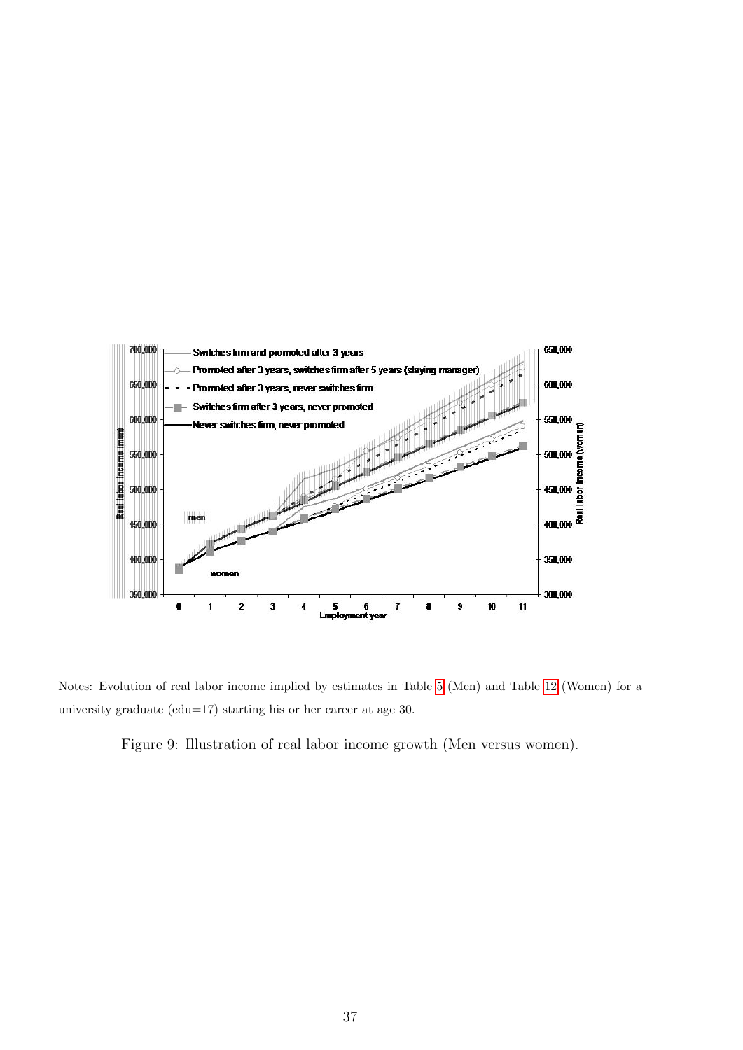Notes: Evolution of real labor income implied by estimates in Table 5 (Men) and Table 12 (Women) for a university graduate (edu=17) starting his or her career at age 30.

Figure 9: Illustration of real labor income growth (Men versus women).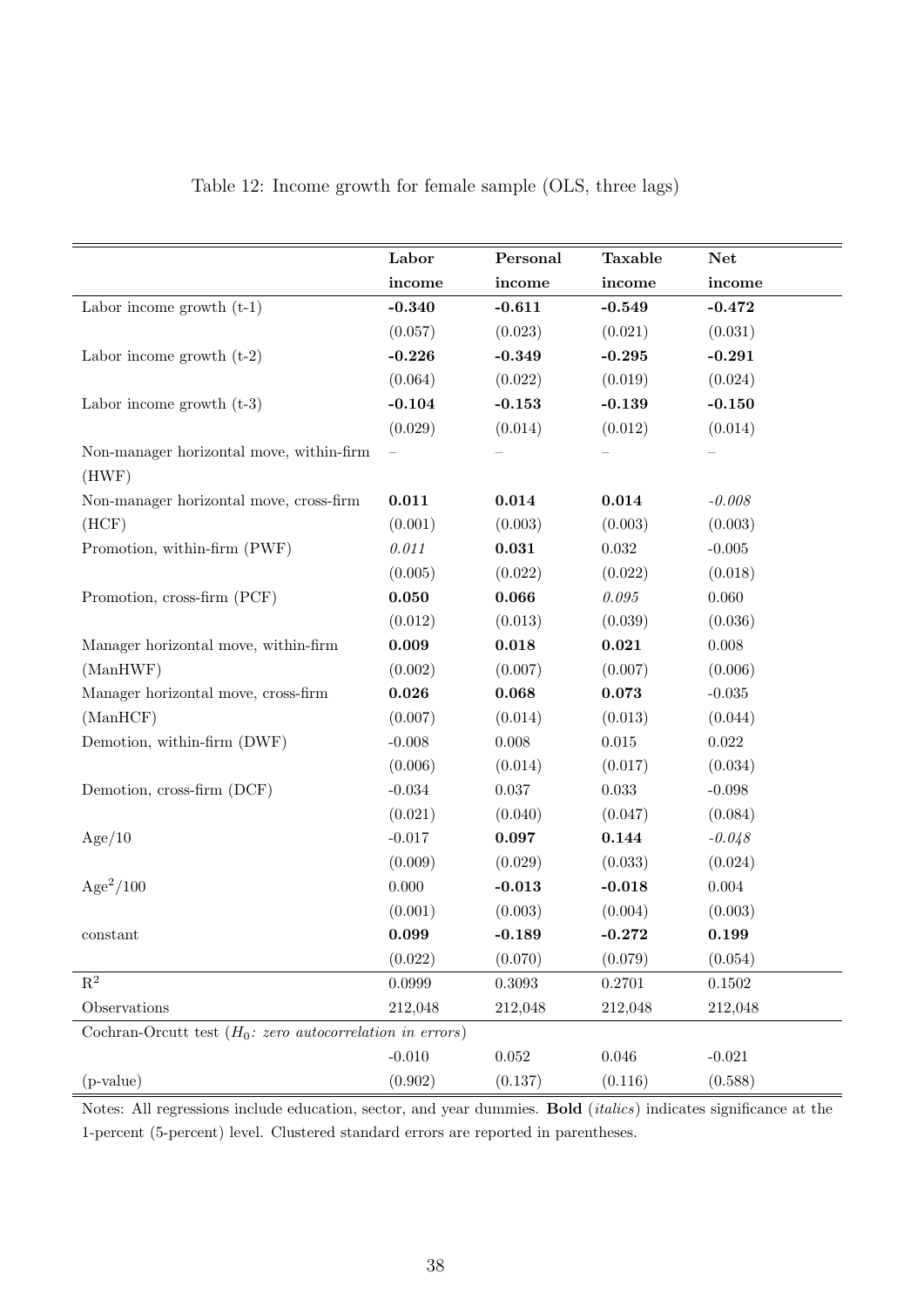Table 12: Income growth for female sample (OLS, three lags)

| | **Labor income** | **Personal income** | **Taxable income** | **Net income** |
|---|---|---|---|---|
| Labor income growth (t-1) | **-0.340** | **-0.611** | **-0.549** | **-0.472** |
| | (0.057) | (0.023) | (0.021) | (0.031) |
| Labor income growth (t-2) | **-0.226** | **-0.349** | **-0.295** | **-0.291** |
| | (0.064) | (0.022) | (0.019) | (0.024) |
| Labor income growth (t-3) | **-0.104** | **-0.153** | **-0.139** | **-0.150** |
| | (0.029) | (0.014) | (0.012) | (0.014) |
| Non-manager horizontal move, within-firm (HWF) | – | – | – | – |
| Non-manager horizontal move, cross-firm (HCF) | **0.011** | **0.014** | **0.014** | *-0.008* |
| | (0.001) | (0.003) | (0.003) | (0.003) |
| Promotion, within-firm (PWF) | *0.011* | **0.031** | 0.032 | -0.005 |
| | (0.005) | (0.022) | (0.022) | (0.018) |
| Promotion, cross-firm (PCF) | **0.050** | **0.066** | *0.095* | 0.060 |
| | (0.012) | (0.013) | (0.039) | (0.036) |
| Manager horizontal move, within-firm (ManHWF) | **0.009** | **0.018** | **0.021** | 0.008 |
| | (0.002) | (0.007) | (0.007) | (0.006) |
| Manager horizontal move, cross-firm (ManHCF) | **0.026** | **0.068** | **0.073** | -0.035 |
| | (0.007) | (0.014) | (0.013) | (0.044) |
| Demotion, within-firm (DWF) | -0.008 | 0.008 | 0.015 | 0.022 |
| | (0.006) | (0.014) | (0.017) | (0.034) |
| Demotion, cross-firm (DCF) | -0.034 | 0.037 | 0.033 | -0.098 |
| | (0.021) | (0.040) | (0.047) | (0.084) |
| Age/10 | -0.017 | **0.097** | **0.144** | *-0.048* |
| | (0.009) | (0.029) | (0.033) | (0.024) |
| $\text{Age}^2/100$ | 0.000 | **-0.013** | **-0.018** | 0.004 |
| | (0.001) | (0.003) | (0.004) | (0.003) |
| constant | **0.099** | **-0.189** | **-0.272** | **0.199** |
| | (0.022) | (0.070) | (0.079) | (0.054) |
| $R^2$ | 0.0999 | 0.3093 | 0.2701 | 0.1502 |
| Observations | 212,048 | 212,048 | 212,048 | 212,048 |
| Cochran-Orcutt test ($H_0$: *zero autocorrelation in errors*) | | | | |
| | -0.010 | 0.052 | 0.046 | -0.021 |
| (p-value) | (0.902) | (0.137) | (0.116) | (0.588) |

Notes: All regressions include education, sector, and year dummies. **Bold** (*italics*) indicates significance at the 1-percent (5-percent) level. Clustered standard errors are reported in parentheses.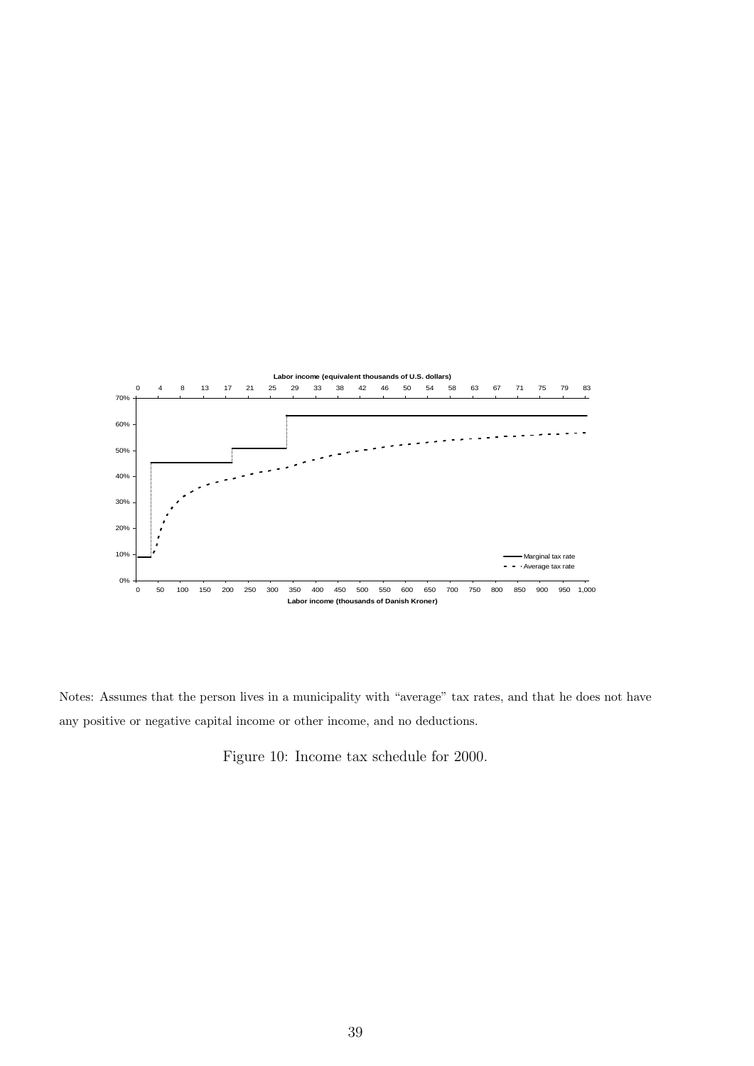Labor income (equivalent thousands of U.S. dollars)

0 4 8 13 17 21 25 29 33 38 42 46 50 54 58 63 67 71 75 79 83

70%
60%
50%
40%
30%
20%
10%
0%

0 50 100 150 200 250 300 350 400 450 500 550 600 650 700 750 800 850 900 950 1,000

Labor income (thousands of Danish Kroner)

Marginal tax rate
Average tax rate

Notes: Assumes that the person lives in a municipality with "average" tax rates, and that he does not have any positive or negative capital income or other income, and no deductions.

Figure 10: Income tax schedule for 2000.